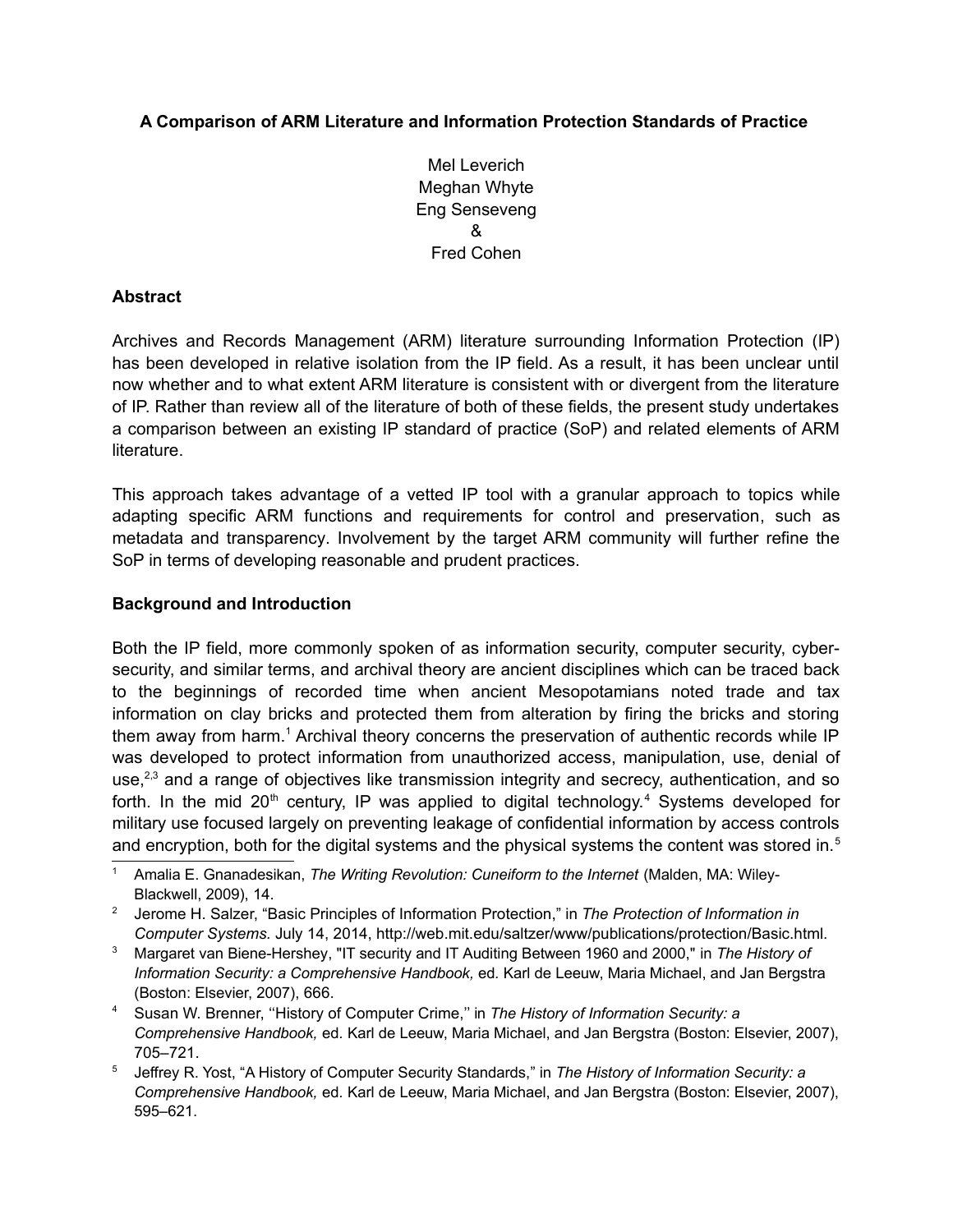# A Comparison of ARM Literature and Information Protection Standards of Practice

Mel Leverich
Meghan Whyte
Eng Senseveng
&
Fred Cohen

## Abstract

Archives and Records Management (ARM) literature surrounding Information Protection (IP) has been developed in relative isolation from the IP field. As a result, it has been unclear until now whether and to what extent ARM literature is consistent with or divergent from the literature of IP. Rather than review all of the literature of both of these fields, the present study undertakes a comparison between an existing IP standard of practice (SoP) and related elements of ARM literature.

This approach takes advantage of a vetted IP tool with a granular approach to topics while adapting specific ARM functions and requirements for control and preservation, such as metadata and transparency. Involvement by the target ARM community will further refine the SoP in terms of developing reasonable and prudent practices.

## Background and Introduction

Both the IP field, more commonly spoken of as information security, computer security, cyber-security, and similar terms, and archival theory are ancient disciplines which can be traced back to the beginnings of recorded time when ancient Mesopotamians noted trade and tax information on clay bricks and protected them from alteration by firing the bricks and storing them away from harm.[1] Archival theory concerns the preservation of authentic records while IP was developed to protect information from unauthorized access, manipulation, use, denial of use,[2,3] and a range of objectives like transmission integrity and secrecy, authentication, and so forth. In the mid 20th century, IP was applied to digital technology.[4] Systems developed for military use focused largely on preventing leakage of confidential information by access controls and encryption, both for the digital systems and the physical systems the content was stored in.[5]

---

1. Amalia E. Gnanadesikan, *The Writing Revolution: Cuneiform to the Internet* (Malden, MA: Wiley-Blackwell, 2009), 14.
2. Jerome H. Salzer, "Basic Principles of Information Protection," in *The Protection of Information in Computer Systems.* July 14, 2014, http://web.mit.edu/saltzer/www/publications/protection/Basic.html.
3. Margaret van Biene-Hershey, "IT security and IT Auditing Between 1960 and 2000," in *The History of Information Security: a Comprehensive Handbook,* ed. Karl de Leeuw, Maria Michael, and Jan Bergstra (Boston: Elsevier, 2007), 666.
4. Susan W. Brenner, ''History of Computer Crime,'' in *The History of Information Security: a Comprehensive Handbook,* ed. Karl de Leeuw, Maria Michael, and Jan Bergstra (Boston: Elsevier, 2007), 705–721.
5. Jeffrey R. Yost, "A History of Computer Security Standards," in *The History of Information Security: a Comprehensive Handbook,* ed. Karl de Leeuw, Maria Michael, and Jan Bergstra (Boston: Elsevier, 2007), 595–621.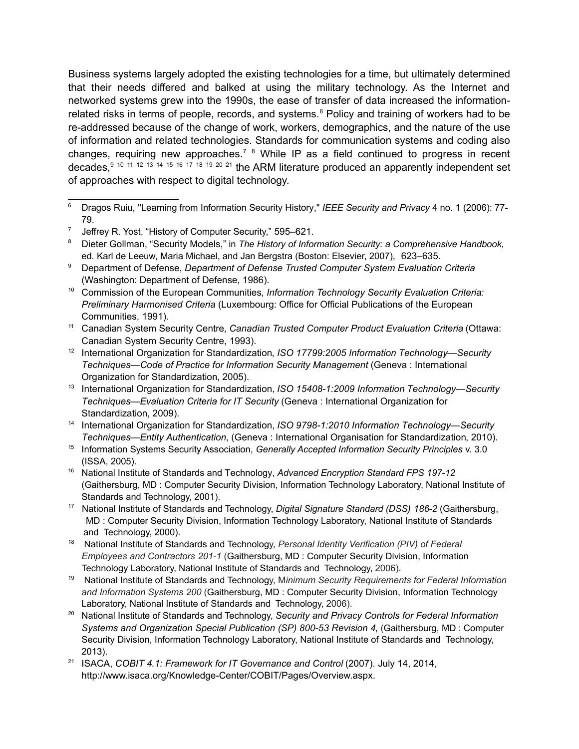Business systems largely adopted the existing technologies for a time, but ultimately determined that their needs differed and balked at using the military technology. As the Internet and networked systems grew into the 1990s, the ease of transfer of data increased the information-related risks in terms of people, records, and systems.[6] Policy and training of workers had to be re-addressed because of the change of work, workers, demographics, and the nature of the use of information and related technologies. Standards for communication systems and coding also changes, requiring new approaches.[7] [8] While IP as a field continued to progress in recent decades,[9] [10] [11] [12] [13] [14] [15] [16] [17] [18] [19] [20] [21] the ARM literature produced an apparently independent set of approaches with respect to digital technology.

---

[6] Dragos Ruiu, "Learning from Information Security History," *IEEE Security and Privacy* 4 no. 1 (2006): 77-79.

[7] Jeffrey R. Yost, "History of Computer Security," 595–621.

[8] Dieter Gollman, "Security Models," in *The History of Information Security: a Comprehensive Handbook,* ed. Karl de Leeuw, Maria Michael, and Jan Bergstra (Boston: Elsevier, 2007), 623–635.

[9] Department of Defense, *Department of Defense Trusted Computer System Evaluation Criteria* (Washington: Department of Defense, 1986).

[10] Commission of the European Communities, *Information Technology Security Evaluation Criteria: Preliminary Harmonised Criteria* (Luxembourg: Office for Official Publications of the European Communities, 1991).

[11] Canadian System Security Centre, *Canadian Trusted Computer Product Evaluation Criteria* (Ottawa: Canadian System Security Centre, 1993).

[12] International Organization for Standardization, *ISO 17799:2005 Information Technology—Security Techniques—Code of Practice for Information Security Management* (Geneva : International Organization for Standardization, 2005).

[13] International Organization for Standardization, *ISO 15408-1:2009 Information Technology—Security Techniques—Evaluation Criteria for IT Security* (Geneva : International Organization for Standardization, 2009).

[14] International Organization for Standardization, *ISO 9798-1:2010 Information Technology—Security Techniques—Entity Authentication*, (Geneva : International Organisation for Standardization, 2010).

[15] Information Systems Security Association, *Generally Accepted Information Security Principles* v. 3.0 (ISSA, 2005).

[16] National Institute of Standards and Technology, *Advanced Encryption Standard FPS 197-12* (Gaithersburg, MD : Computer Security Division, Information Technology Laboratory, National Institute of Standards and Technology, 2001).

[17] National Institute of Standards and Technology, *Digital Signature Standard (DSS) 186-2* (Gaithersburg, MD : Computer Security Division, Information Technology Laboratory, National Institute of Standards and Technology, 2000).

[18] National Institute of Standards and Technology, *Personal Identity Verification (PIV) of Federal Employees and Contractors 201-1* (Gaithersburg, MD : Computer Security Division, Information Technology Laboratory, National Institute of Standards and Technology, 2006).

[19] National Institute of Standards and Technology, M*inimum Security Requirements for Federal Information and Information Systems 200* (Gaithersburg, MD : Computer Security Division, Information Technology Laboratory, National Institute of Standards and Technology, 2006).

[20] National Institute of Standards and Technology, *Security and Privacy Controls for Federal Information Systems and Organization Special Publication (SP) 800-53 Revision 4*, (Gaithersburg, MD : Computer Security Division, Information Technology Laboratory, National Institute of Standards and Technology, 2013).

[21] ISACA, *COBIT 4.1: Framework for IT Governance and Control* (2007). July 14, 2014, http://www.isaca.org/Knowledge-Center/COBIT/Pages/Overview.aspx.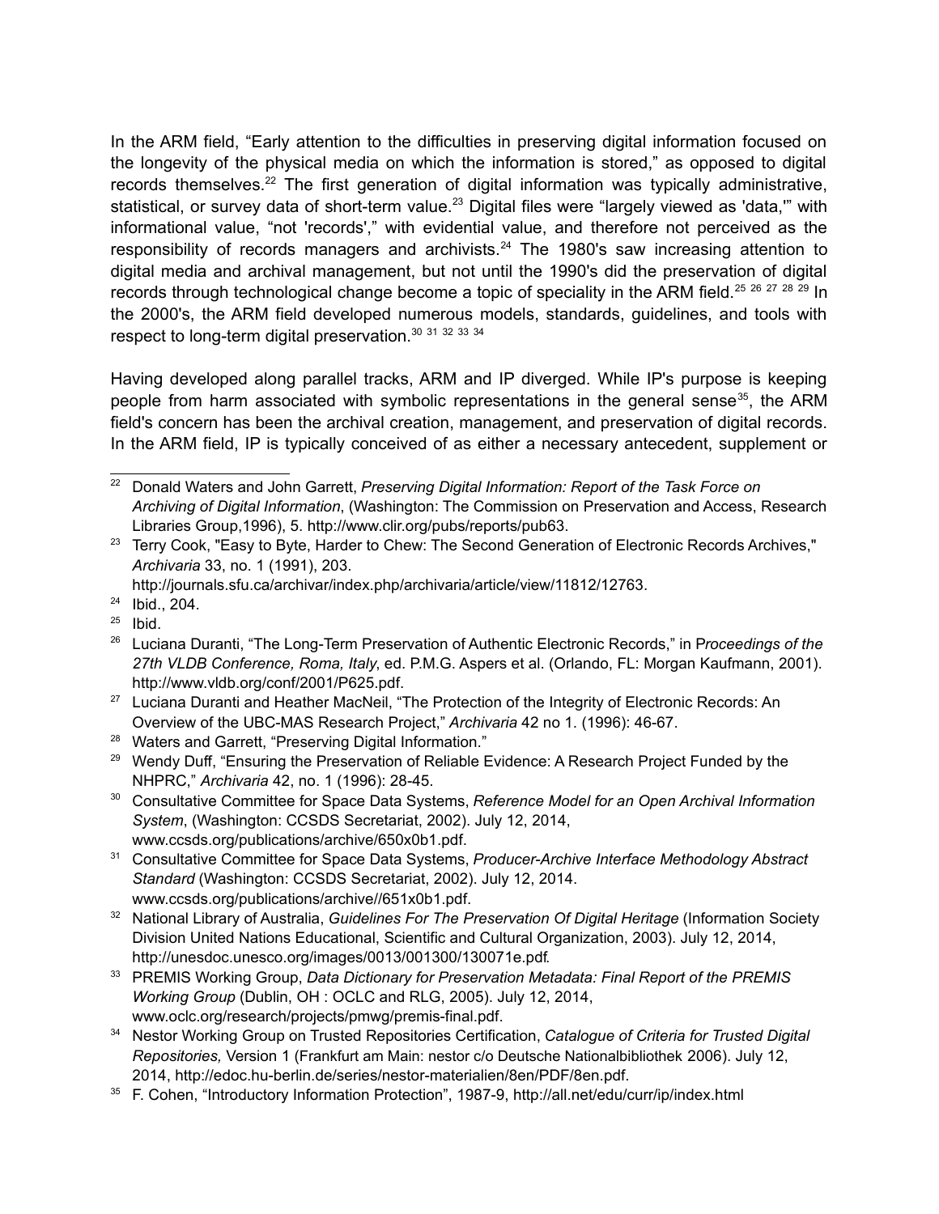In the ARM field, "Early attention to the difficulties in preserving digital information focused on the longevity of the physical media on which the information is stored," as opposed to digital records themselves.[22] The first generation of digital information was typically administrative, statistical, or survey data of short-term value.[23] Digital files were "largely viewed as 'data,'" with informational value, "not 'records'," with evidential value, and therefore not perceived as the responsibility of records managers and archivists.[24] The 1980's saw increasing attention to digital media and archival management, but not until the 1990's did the preservation of digital records through technological change become a topic of speciality in the ARM field.[25] [26] [27] [28] [29] In the 2000's, the ARM field developed numerous models, standards, guidelines, and tools with respect to long-term digital preservation.[30] [31] [32] [33] [34]

Having developed along parallel tracks, ARM and IP diverged. While IP's purpose is keeping people from harm associated with symbolic representations in the general sense[35], the ARM field's concern has been the archival creation, management, and preservation of digital records. In the ARM field, IP is typically conceived of as either a necessary antecedent, supplement or

---

[22] Donald Waters and John Garrett, *Preserving Digital Information: Report of the Task Force on Archiving of Digital Information*, (Washington: The Commission on Preservation and Access, Research Libraries Group,1996), 5. http://www.clir.org/pubs/reports/pub63.

[23] Terry Cook, "Easy to Byte, Harder to Chew: The Second Generation of Electronic Records Archives," *Archivaria* 33, no. 1 (1991), 203. http://journals.sfu.ca/archivar/index.php/archivaria/article/view/11812/12763.

[24] Ibid., 204.

[25] Ibid.

[26] Luciana Duranti, "The Long-Term Preservation of Authentic Electronic Records," in P*roceedings of the 27th VLDB Conference, Roma, Italy*, ed. P.M.G. Aspers et al. (Orlando, FL: Morgan Kaufmann, 2001). http://www.vldb.org/conf/2001/P625.pdf.

[27] Luciana Duranti and Heather MacNeil, "The Protection of the Integrity of Electronic Records: An Overview of the UBC-MAS Research Project," *Archivaria* 42 no 1. (1996): 46-67.

[28] Waters and Garrett, "Preserving Digital Information."

[29] Wendy Duff, "Ensuring the Preservation of Reliable Evidence: A Research Project Funded by the NHPRC," *Archivaria* 42, no. 1 (1996): 28-45.

[30] Consultative Committee for Space Data Systems, *Reference Model for an Open Archival Information System*, (Washington: CCSDS Secretariat, 2002). July 12, 2014, www.ccsds.org/publications/archive/650x0b1.pdf.

[31] Consultative Committee for Space Data Systems, *Producer-Archive Interface Methodology Abstract Standard* (Washington: CCSDS Secretariat, 2002). July 12, 2014. www.ccsds.org/publications/archive//651x0b1.pdf.

[32] National Library of Australia, *Guidelines For The Preservation Of Digital Heritage* (Information Society Division United Nations Educational, Scientific and Cultural Organization, 2003). July 12, 2014, http://unesdoc.unesco.org/images/0013/001300/130071e.pdf.

[33] PREMIS Working Group, *Data Dictionary for Preservation Metadata: Final Report of the PREMIS Working Group* (Dublin, OH : OCLC and RLG, 2005). July 12, 2014, www.oclc.org/research/projects/pmwg/premis-final.pdf.

[34] Nestor Working Group on Trusted Repositories Certification, *Catalogue of Criteria for Trusted Digital Repositories,* Version 1 (Frankfurt am Main: nestor c/o Deutsche Nationalbibliothek 2006). July 12, 2014, http://edoc.hu-berlin.de/series/nestor-materialien/8en/PDF/8en.pdf.

[35] F. Cohen, "Introductory Information Protection", 1987-9, http://all.net/edu/curr/ip/index.html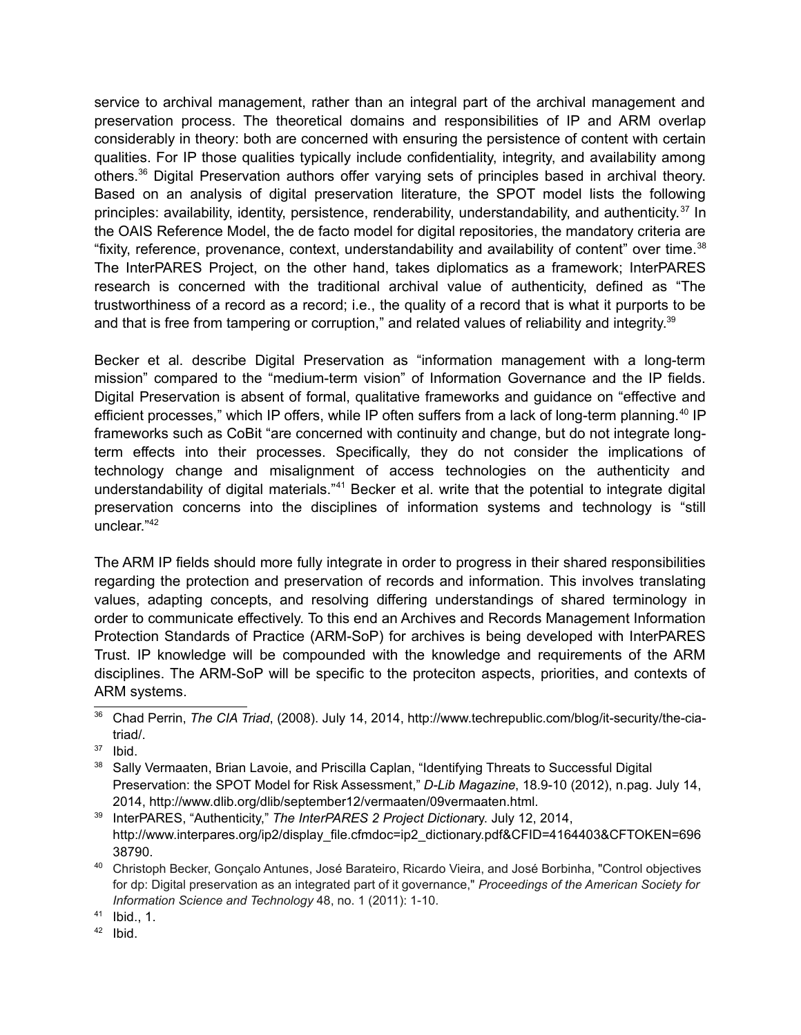service to archival management, rather than an integral part of the archival management and preservation process. The theoretical domains and responsibilities of IP and ARM overlap considerably in theory: both are concerned with ensuring the persistence of content with certain qualities. For IP those qualities typically include confidentiality, integrity, and availability among others.[36] Digital Preservation authors offer varying sets of principles based in archival theory. Based on an analysis of digital preservation literature, the SPOT model lists the following principles: availability, identity, persistence, renderability, understandability, and authenticity.[37] In the OAIS Reference Model, the de facto model for digital repositories, the mandatory criteria are "fixity, reference, provenance, context, understandability and availability of content" over time.[38] The InterPARES Project, on the other hand, takes diplomatics as a framework; InterPARES research is concerned with the traditional archival value of authenticity, defined as "The trustworthiness of a record as a record; i.e., the quality of a record that is what it purports to be and that is free from tampering or corruption," and related values of reliability and integrity.[39]

Becker et al. describe Digital Preservation as "information management with a long-term mission" compared to the "medium-term vision" of Information Governance and the IP fields. Digital Preservation is absent of formal, qualitative frameworks and guidance on "effective and efficient processes," which IP offers, while IP often suffers from a lack of long-term planning.[40] IP frameworks such as CoBit "are concerned with continuity and change, but do not integrate long-term effects into their processes. Specifically, they do not consider the implications of technology change and misalignment of access technologies on the authenticity and understandability of digital materials."[41] Becker et al. write that the potential to integrate digital preservation concerns into the disciplines of information systems and technology is "still unclear."[42]

The ARM IP fields should more fully integrate in order to progress in their shared responsibilities regarding the protection and preservation of records and information. This involves translating values, adapting concepts, and resolving differing understandings of shared terminology in order to communicate effectively. To this end an Archives and Records Management Information Protection Standards of Practice (ARM-SoP) for archives is being developed with InterPARES Trust. IP knowledge will be compounded with the knowledge and requirements of the ARM disciplines. The ARM-SoP will be specific to the proteciton aspects, priorities, and contexts of ARM systems.

---

[36] Chad Perrin, *The CIA Triad*, (2008). July 14, 2014, http://www.techrepublic.com/blog/it-security/the-cia-triad/.

[37] Ibid.

[38] Sally Vermaaten, Brian Lavoie, and Priscilla Caplan, "Identifying Threats to Successful Digital Preservation: the SPOT Model for Risk Assessment," *D-Lib Magazine*, 18.9-10 (2012), n.pag. July 14, 2014, http://www.dlib.org/dlib/september12/vermaaten/09vermaaten.html.

[39] InterPARES, "Authenticity," *The InterPARES 2 Project Dictionar*y. July 12, 2014, http://www.interpares.org/ip2/display_file.cfmdoc=ip2_dictionary.pdf&CFID=4164403&CFTOKEN=69638790.

[40] Christoph Becker, Gonçalo Antunes, José Barateiro, Ricardo Vieira, and José Borbinha, "Control objectives for dp: Digital preservation as an integrated part of it governance," *Proceedings of the American Society for Information Science and Technology* 48, no. 1 (2011): 1-10.

[41] Ibid., 1.

[42] Ibid.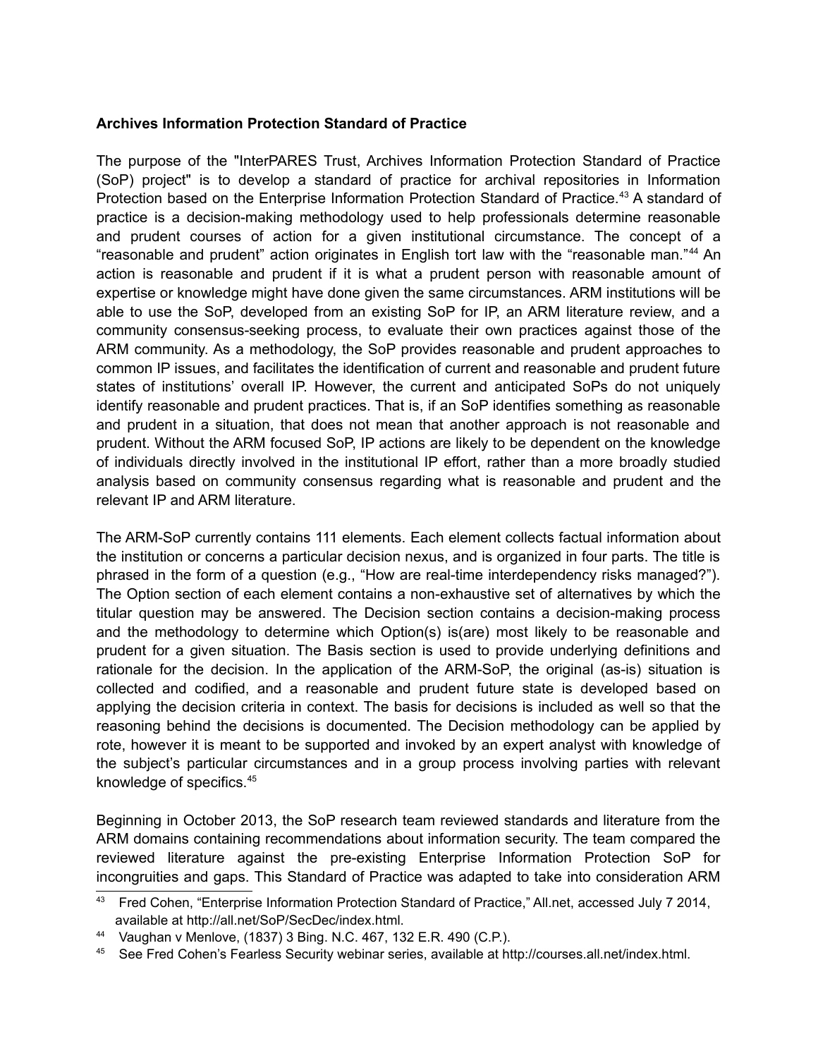**Archives Information Protection Standard of Practice**

The purpose of the "InterPARES Trust, Archives Information Protection Standard of Practice (SoP) project" is to develop a standard of practice for archival repositories in Information Protection based on the Enterprise Information Protection Standard of Practice.[43] A standard of practice is a decision-making methodology used to help professionals determine reasonable and prudent courses of action for a given institutional circumstance. The concept of a "reasonable and prudent" action originates in English tort law with the "reasonable man."[44] An action is reasonable and prudent if it is what a prudent person with reasonable amount of expertise or knowledge might have done given the same circumstances. ARM institutions will be able to use the SoP, developed from an existing SoP for IP, an ARM literature review, and a community consensus-seeking process, to evaluate their own practices against those of the ARM community. As a methodology, the SoP provides reasonable and prudent approaches to common IP issues, and facilitates the identification of current and reasonable and prudent future states of institutions' overall IP. However, the current and anticipated SoPs do not uniquely identify reasonable and prudent practices. That is, if an SoP identifies something as reasonable and prudent in a situation, that does not mean that another approach is not reasonable and prudent. Without the ARM focused SoP, IP actions are likely to be dependent on the knowledge of individuals directly involved in the institutional IP effort, rather than a more broadly studied analysis based on community consensus regarding what is reasonable and prudent and the relevant IP and ARM literature.

The ARM-SoP currently contains 111 elements. Each element collects factual information about the institution or concerns a particular decision nexus, and is organized in four parts. The title is phrased in the form of a question (e.g., "How are real-time interdependency risks managed?"). The Option section of each element contains a non-exhaustive set of alternatives by which the titular question may be answered. The Decision section contains a decision-making process and the methodology to determine which Option(s) is(are) most likely to be reasonable and prudent for a given situation. The Basis section is used to provide underlying definitions and rationale for the decision. In the application of the ARM-SoP, the original (as-is) situation is collected and codified, and a reasonable and prudent future state is developed based on applying the decision criteria in context. The basis for decisions is included as well so that the reasoning behind the decisions is documented. The Decision methodology can be applied by rote, however it is meant to be supported and invoked by an expert analyst with knowledge of the subject's particular circumstances and in a group process involving parties with relevant knowledge of specifics.[45]

Beginning in October 2013, the SoP research team reviewed standards and literature from the ARM domains containing recommendations about information security. The team compared the reviewed literature against the pre-existing Enterprise Information Protection SoP for incongruities and gaps. This Standard of Practice was adapted to take into consideration ARM

---

[43] Fred Cohen, "Enterprise Information Protection Standard of Practice," All.net, accessed July 7 2014, available at http://all.net/SoP/SecDec/index.html.

[44] Vaughan v Menlove, (1837) 3 Bing. N.C. 467, 132 E.R. 490 (C.P.).

[45] See Fred Cohen's Fearless Security webinar series, available at http://courses.all.net/index.html.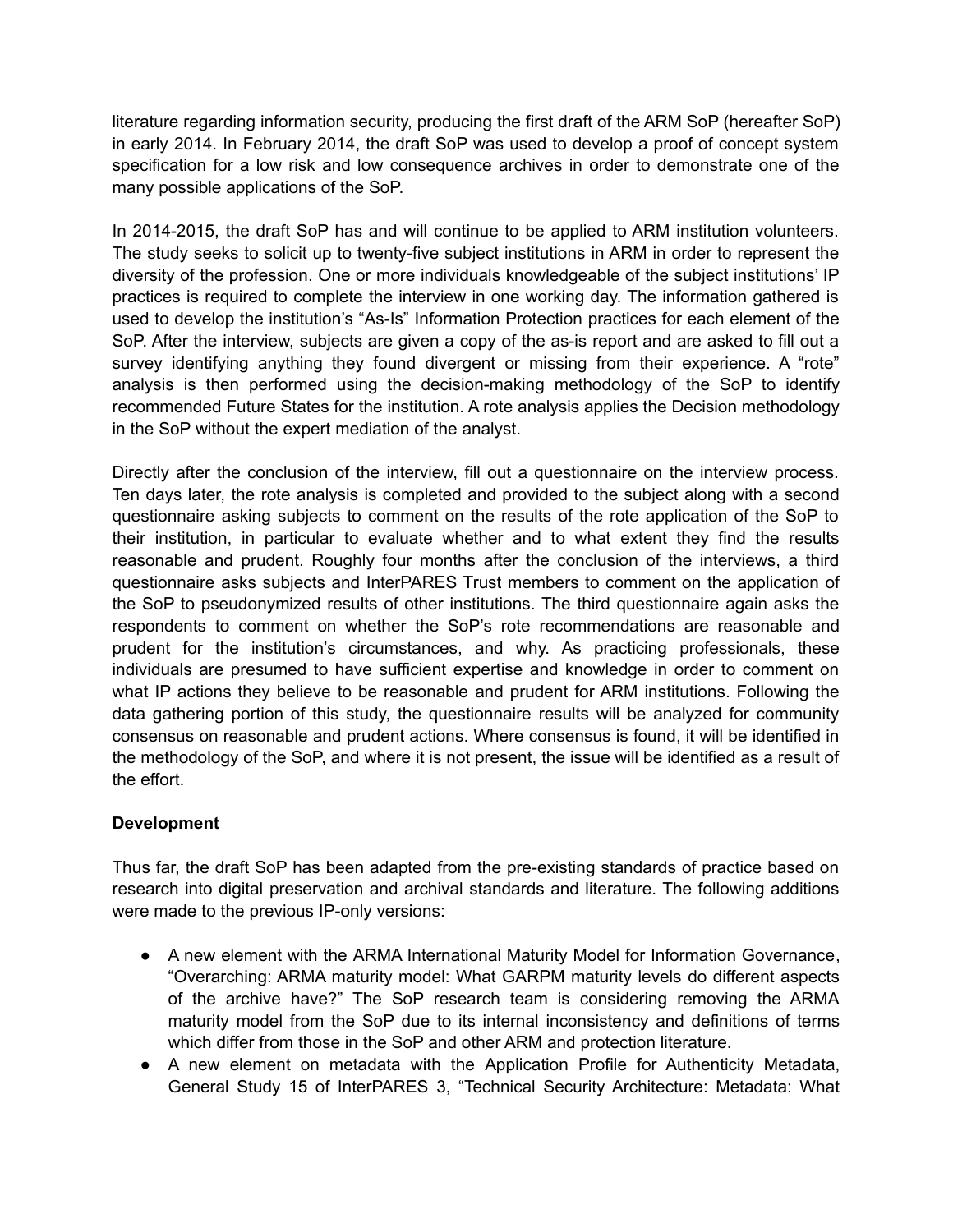literature regarding information security, producing the first draft of the ARM SoP (hereafter SoP) in early 2014. In February 2014, the draft SoP was used to develop a proof of concept system specification for a low risk and low consequence archives in order to demonstrate one of the many possible applications of the SoP.

In 2014-2015, the draft SoP has and will continue to be applied to ARM institution volunteers. The study seeks to solicit up to twenty-five subject institutions in ARM in order to represent the diversity of the profession. One or more individuals knowledgeable of the subject institutions' IP practices is required to complete the interview in one working day. The information gathered is used to develop the institution's "As-Is" Information Protection practices for each element of the SoP. After the interview, subjects are given a copy of the as-is report and are asked to fill out a survey identifying anything they found divergent or missing from their experience. A "rote" analysis is then performed using the decision-making methodology of the SoP to identify recommended Future States for the institution. A rote analysis applies the Decision methodology in the SoP without the expert mediation of the analyst.

Directly after the conclusion of the interview, fill out a questionnaire on the interview process. Ten days later, the rote analysis is completed and provided to the subject along with a second questionnaire asking subjects to comment on the results of the rote application of the SoP to their institution, in particular to evaluate whether and to what extent they find the results reasonable and prudent. Roughly four months after the conclusion of the interviews, a third questionnaire asks subjects and InterPARES Trust members to comment on the application of the SoP to pseudonymized results of other institutions. The third questionnaire again asks the respondents to comment on whether the SoP's rote recommendations are reasonable and prudent for the institution's circumstances, and why. As practicing professionals, these individuals are presumed to have sufficient expertise and knowledge in order to comment on what IP actions they believe to be reasonable and prudent for ARM institutions. Following the data gathering portion of this study, the questionnaire results will be analyzed for community consensus on reasonable and prudent actions. Where consensus is found, it will be identified in the methodology of the SoP, and where it is not present, the issue will be identified as a result of the effort.

**Development**

Thus far, the draft SoP has been adapted from the pre-existing standards of practice based on research into digital preservation and archival standards and literature. The following additions were made to the previous IP-only versions:

- A new element with the ARMA International Maturity Model for Information Governance, "Overarching: ARMA maturity model: What GARPM maturity levels do different aspects of the archive have?" The SoP research team is considering removing the ARMA maturity model from the SoP due to its internal inconsistency and definitions of terms which differ from those in the SoP and other ARM and protection literature.
- A new element on metadata with the Application Profile for Authenticity Metadata, General Study 15 of InterPARES 3, "Technical Security Architecture: Metadata: What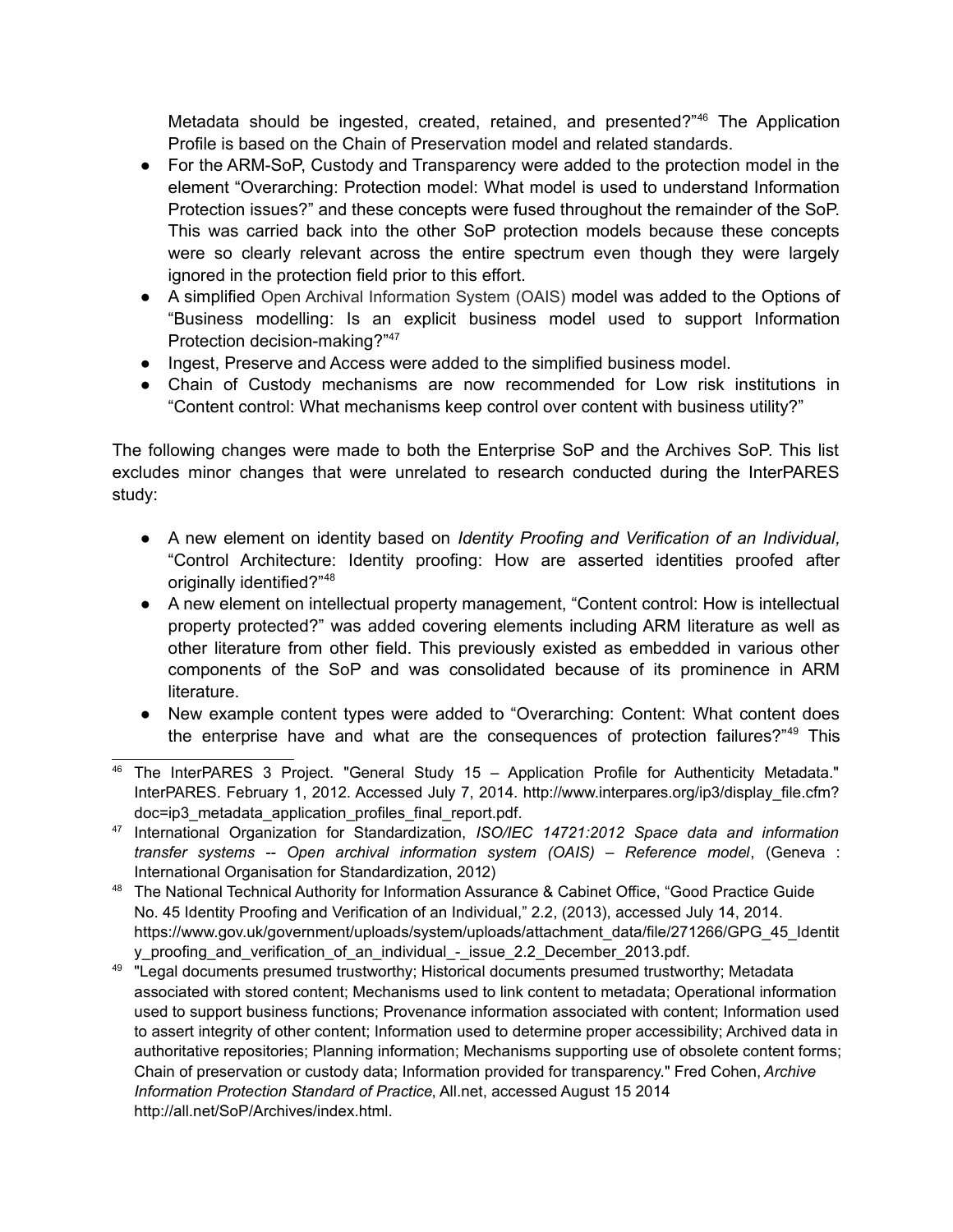Metadata should be ingested, created, retained, and presented?"[46] The Application Profile is based on the Chain of Preservation model and related standards.

- For the ARM-SoP, Custody and Transparency were added to the protection model in the element "Overarching: Protection model: What model is used to understand Information Protection issues?" and these concepts were fused throughout the remainder of the SoP. This was carried back into the other SoP protection models because these concepts were so clearly relevant across the entire spectrum even though they were largely ignored in the protection field prior to this effort.
- A simplified Open Archival Information System (OAIS) model was added to the Options of "Business modelling: Is an explicit business model used to support Information Protection decision-making?"[47]
- Ingest, Preserve and Access were added to the simplified business model.
- Chain of Custody mechanisms are now recommended for Low risk institutions in "Content control: What mechanisms keep control over content with business utility?"

The following changes were made to both the Enterprise SoP and the Archives SoP. This list excludes minor changes that were unrelated to research conducted during the InterPARES study:

- A new element on identity based on *Identity Proofing and Verification of an Individual,* "Control Architecture: Identity proofing: How are asserted identities proofed after originally identified?"[48]
- A new element on intellectual property management, "Content control: How is intellectual property protected?" was added covering elements including ARM literature as well as other literature from other field. This previously existed as embedded in various other components of the SoP and was consolidated because of its prominence in ARM literature.
- New example content types were added to "Overarching: Content: What content does the enterprise have and what are the consequences of protection failures?"[49] This

---

[46] The InterPARES 3 Project. "General Study 15 – Application Profile for Authenticity Metadata." InterPARES. February 1, 2012. Accessed July 7, 2014. http://www.interpares.org/ip3/display_file.cfm?doc=ip3_metadata_application_profiles_final_report.pdf.

[47] International Organization for Standardization, *ISO/IEC 14721:2012 Space data and information transfer systems -- Open archival information system (OAIS) – Reference model*, (Geneva : International Organisation for Standardization, 2012)

[48] The National Technical Authority for Information Assurance & Cabinet Office, "Good Practice Guide No. 45 Identity Proofing and Verification of an Individual," 2.2, (2013), accessed July 14, 2014. https://www.gov.uk/government/uploads/system/uploads/attachment_data/file/271266/GPG_45_Identity_proofing_and_verification_of_an_individual_-_issue_2.2_December_2013.pdf.

[49] "Legal documents presumed trustworthy; Historical documents presumed trustworthy; Metadata associated with stored content; Mechanisms used to link content to metadata; Operational information used to support business functions; Provenance information associated with content; Information used to assert integrity of other content; Information used to determine proper accessibility; Archived data in authoritative repositories; Planning information; Mechanisms supporting use of obsolete content forms; Chain of preservation or custody data; Information provided for transparency." Fred Cohen, *Archive Information Protection Standard of Practice*, All.net, accessed August 15 2014 http://all.net/SoP/Archives/index.html.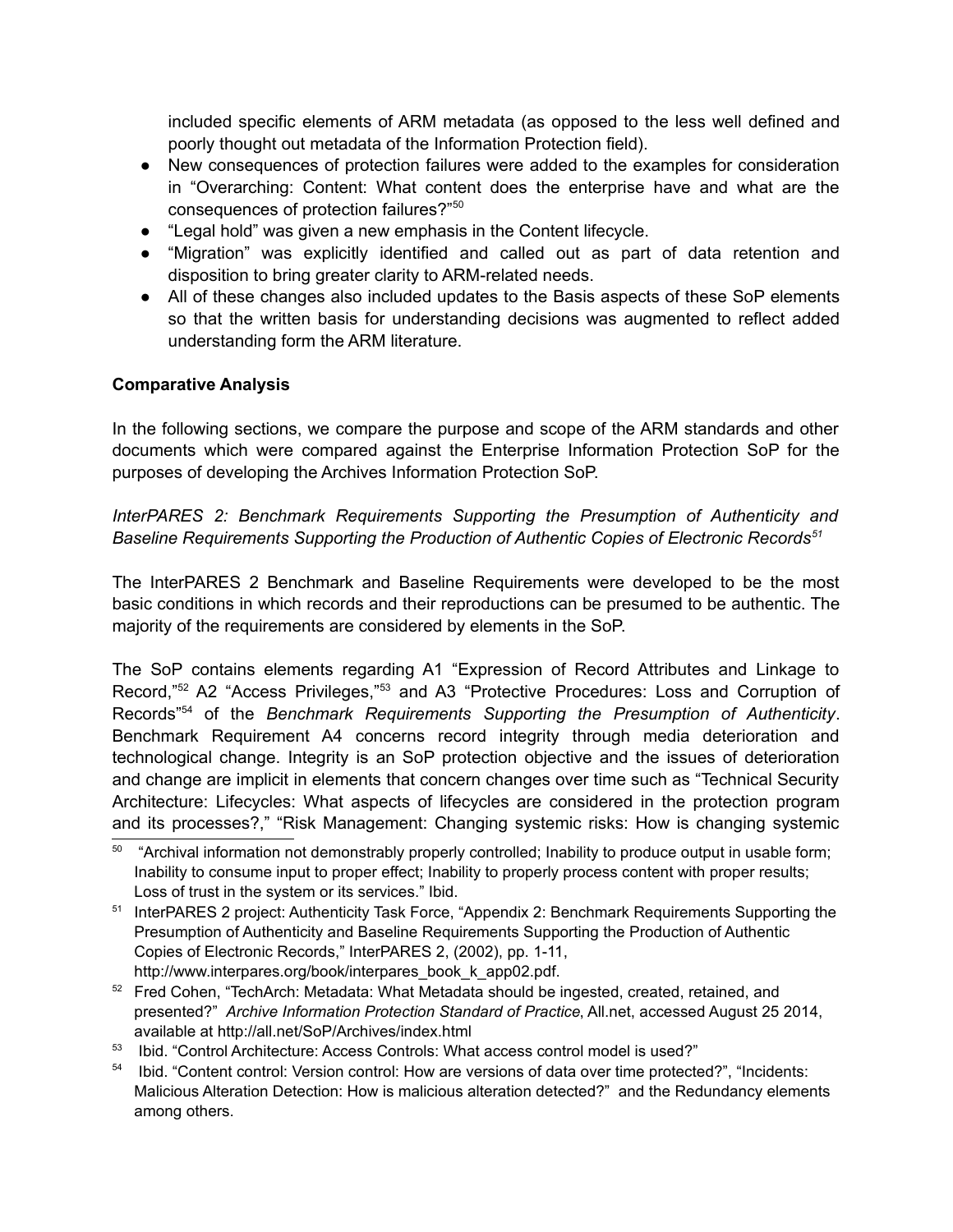included specific elements of ARM metadata (as opposed to the less well defined and poorly thought out metadata of the Information Protection field).

- New consequences of protection failures were added to the examples for consideration in "Overarching: Content: What content does the enterprise have and what are the consequences of protection failures?"[50]
- "Legal hold" was given a new emphasis in the Content lifecycle.
- "Migration" was explicitly identified and called out as part of data retention and disposition to bring greater clarity to ARM-related needs.
- All of these changes also included updates to the Basis aspects of these SoP elements so that the written basis for understanding decisions was augmented to reflect added understanding form the ARM literature.

**Comparative Analysis**

In the following sections, we compare the purpose and scope of the ARM standards and other documents which were compared against the Enterprise Information Protection SoP for the purposes of developing the Archives Information Protection SoP.

*InterPARES 2: Benchmark Requirements Supporting the Presumption of Authenticity and Baseline Requirements Supporting the Production of Authentic Copies of Electronic Records*[51]

The InterPARES 2 Benchmark and Baseline Requirements were developed to be the most basic conditions in which records and their reproductions can be presumed to be authentic. The majority of the requirements are considered by elements in the SoP.

The SoP contains elements regarding A1 "Expression of Record Attributes and Linkage to Record,"[52] A2 "Access Privileges,"[53] and A3 "Protective Procedures: Loss and Corruption of Records"[54] of the *Benchmark Requirements Supporting the Presumption of Authenticity*. Benchmark Requirement A4 concerns record integrity through media deterioration and technological change. Integrity is an SoP protection objective and the issues of deterioration and change are implicit in elements that concern changes over time such as "Technical Security Architecture: Lifecycles: What aspects of lifecycles are considered in the protection program and its processes?," "Risk Management: Changing systemic risks: How is changing systemic

---

[50] "Archival information not demonstrably properly controlled; Inability to produce output in usable form; Inability to consume input to proper effect; Inability to properly process content with proper results; Loss of trust in the system or its services." Ibid.

[51] InterPARES 2 project: Authenticity Task Force, "Appendix 2: Benchmark Requirements Supporting the Presumption of Authenticity and Baseline Requirements Supporting the Production of Authentic Copies of Electronic Records," InterPARES 2, (2002), pp. 1-11, http://www.interpares.org/book/interpares_book_k_app02.pdf.

[52] Fred Cohen, "TechArch: Metadata: What Metadata should be ingested, created, retained, and presented?" *Archive Information Protection Standard of Practice*, All.net, accessed August 25 2014, available at http://all.net/SoP/Archives/index.html

[53] Ibid. "Control Architecture: Access Controls: What access control model is used?"

[54] Ibid. "Content control: Version control: How are versions of data over time protected?", "Incidents: Malicious Alteration Detection: How is malicious alteration detected?" and the Redundancy elements among others.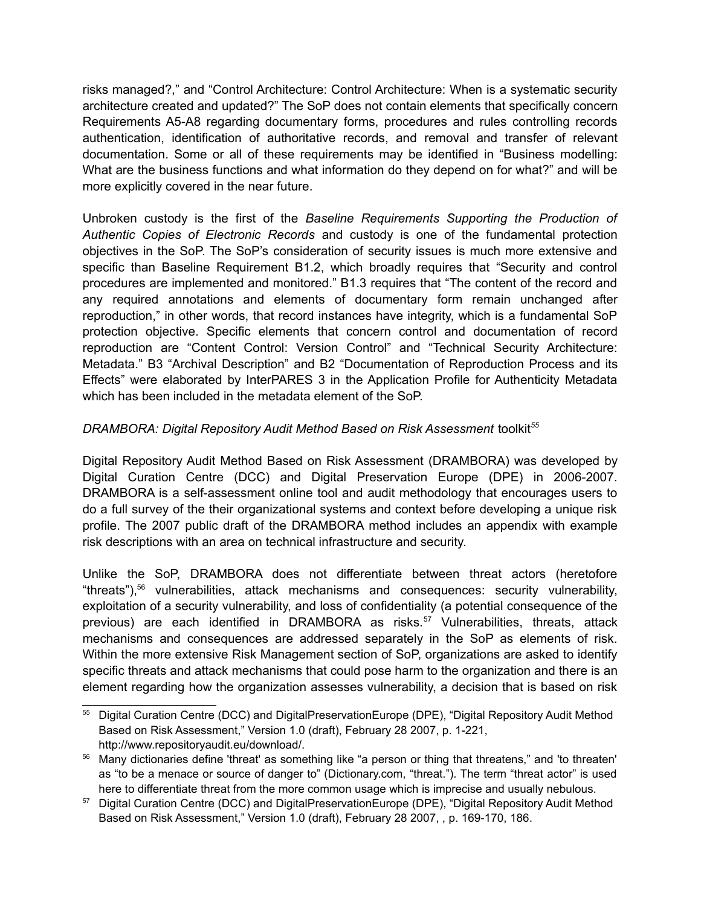risks managed?," and "Control Architecture: Control Architecture: When is a systematic security architecture created and updated?" The SoP does not contain elements that specifically concern Requirements A5-A8 regarding documentary forms, procedures and rules controlling records authentication, identification of authoritative records, and removal and transfer of relevant documentation. Some or all of these requirements may be identified in "Business modelling: What are the business functions and what information do they depend on for what?" and will be more explicitly covered in the near future.

Unbroken custody is the first of the *Baseline Requirements Supporting the Production of Authentic Copies of Electronic Records* and custody is one of the fundamental protection objectives in the SoP. The SoP's consideration of security issues is much more extensive and specific than Baseline Requirement B1.2, which broadly requires that "Security and control procedures are implemented and monitored." B1.3 requires that "The content of the record and any required annotations and elements of documentary form remain unchanged after reproduction," in other words, that record instances have integrity, which is a fundamental SoP protection objective. Specific elements that concern control and documentation of record reproduction are "Content Control: Version Control" and "Technical Security Architecture: Metadata." B3 "Archival Description" and B2 "Documentation of Reproduction Process and its Effects" were elaborated by InterPARES 3 in the Application Profile for Authenticity Metadata which has been included in the metadata element of the SoP.

*DRAMBORA: Digital Repository Audit Method Based on Risk Assessment* toolkit[55]

Digital Repository Audit Method Based on Risk Assessment (DRAMBORA) was developed by Digital Curation Centre (DCC) and Digital Preservation Europe (DPE) in 2006-2007. DRAMBORA is a self-assessment online tool and audit methodology that encourages users to do a full survey of the their organizational systems and context before developing a unique risk profile. The 2007 public draft of the DRAMBORA method includes an appendix with example risk descriptions with an area on technical infrastructure and security.

Unlike the SoP, DRAMBORA does not differentiate between threat actors (heretofore "threats"),[56] vulnerabilities, attack mechanisms and consequences: security vulnerability, exploitation of a security vulnerability, and loss of confidentiality (a potential consequence of the previous) are each identified in DRAMBORA as risks.[57] Vulnerabilities, threats, attack mechanisms and consequences are addressed separately in the SoP as elements of risk. Within the more extensive Risk Management section of SoP, organizations are asked to identify specific threats and attack mechanisms that could pose harm to the organization and there is an element regarding how the organization assesses vulnerability, a decision that is based on risk

---

[55] Digital Curation Centre (DCC) and DigitalPreservationEurope (DPE), "Digital Repository Audit Method Based on Risk Assessment," Version 1.0 (draft), February 28 2007, p. 1-221, http://www.repositoryaudit.eu/download/.

[56] Many dictionaries define 'threat' as something like "a person or thing that threatens," and 'to threaten' as "to be a menace or source of danger to" (Dictionary.com, "threat."). The term "threat actor" is used here to differentiate threat from the more common usage which is imprecise and usually nebulous.

[57] Digital Curation Centre (DCC) and DigitalPreservationEurope (DPE), "Digital Repository Audit Method Based on Risk Assessment," Version 1.0 (draft), February 28 2007, , p. 169-170, 186.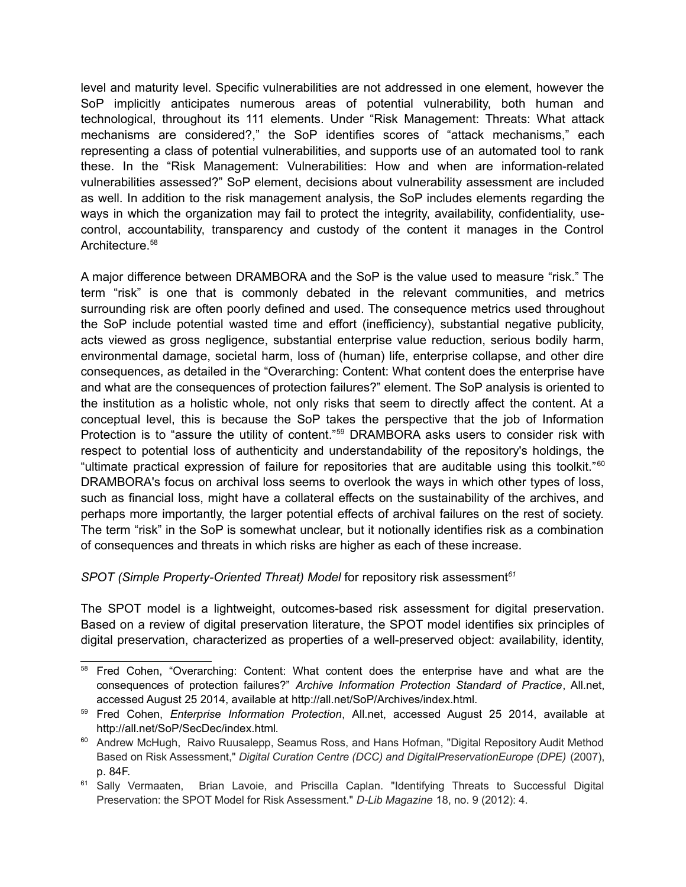level and maturity level. Specific vulnerabilities are not addressed in one element, however the SoP implicitly anticipates numerous areas of potential vulnerability, both human and technological, throughout its 111 elements. Under "Risk Management: Threats: What attack mechanisms are considered?," the SoP identifies scores of "attack mechanisms," each representing a class of potential vulnerabilities, and supports use of an automated tool to rank these. In the "Risk Management: Vulnerabilities: How and when are information-related vulnerabilities assessed?" SoP element, decisions about vulnerability assessment are included as well. In addition to the risk management analysis, the SoP includes elements regarding the ways in which the organization may fail to protect the integrity, availability, confidentiality, use-control, accountability, transparency and custody of the content it manages in the Control Architecture.[58]

A major difference between DRAMBORA and the SoP is the value used to measure "risk." The term "risk" is one that is commonly debated in the relevant communities, and metrics surrounding risk are often poorly defined and used. The consequence metrics used throughout the SoP include potential wasted time and effort (inefficiency), substantial negative publicity, acts viewed as gross negligence, substantial enterprise value reduction, serious bodily harm, environmental damage, societal harm, loss of (human) life, enterprise collapse, and other dire consequences, as detailed in the "Overarching: Content: What content does the enterprise have and what are the consequences of protection failures?" element. The SoP analysis is oriented to the institution as a holistic whole, not only risks that seem to directly affect the content. At a conceptual level, this is because the SoP takes the perspective that the job of Information Protection is to "assure the utility of content."[59] DRAMBORA asks users to consider risk with respect to potential loss of authenticity and understandability of the repository's holdings, the "ultimate practical expression of failure for repositories that are auditable using this toolkit."[60] DRAMBORA's focus on archival loss seems to overlook the ways in which other types of loss, such as financial loss, might have a collateral effects on the sustainability of the archives, and perhaps more importantly, the larger potential effects of archival failures on the rest of society. The term "risk" in the SoP is somewhat unclear, but it notionally identifies risk as a combination of consequences and threats in which risks are higher as each of these increase.

*SPOT (Simple Property-Oriented Threat) Model* for repository risk assessment[61]

The SPOT model is a lightweight, outcomes-based risk assessment for digital preservation. Based on a review of digital preservation literature, the SPOT model identifies six principles of digital preservation, characterized as properties of a well-preserved object: availability, identity,

---

[58] Fred Cohen, "Overarching: Content: What content does the enterprise have and what are the consequences of protection failures?" *Archive Information Protection Standard of Practice*, All.net, accessed August 25 2014, available at http://all.net/SoP/Archives/index.html.

[59] Fred Cohen, *Enterprise Information Protection*, All.net, accessed August 25 2014, available at http://all.net/SoP/SecDec/index.html.

[60] Andrew McHugh, Raivo Ruusalepp, Seamus Ross, and Hans Hofman, "Digital Repository Audit Method Based on Risk Assessment," *Digital Curation Centre (DCC) and DigitalPreservationEurope (DPE)* (2007), p. 84F.

[61] Sally Vermaaten, Brian Lavoie, and Priscilla Caplan. "Identifying Threats to Successful Digital Preservation: the SPOT Model for Risk Assessment." *D-Lib Magazine* 18, no. 9 (2012): 4.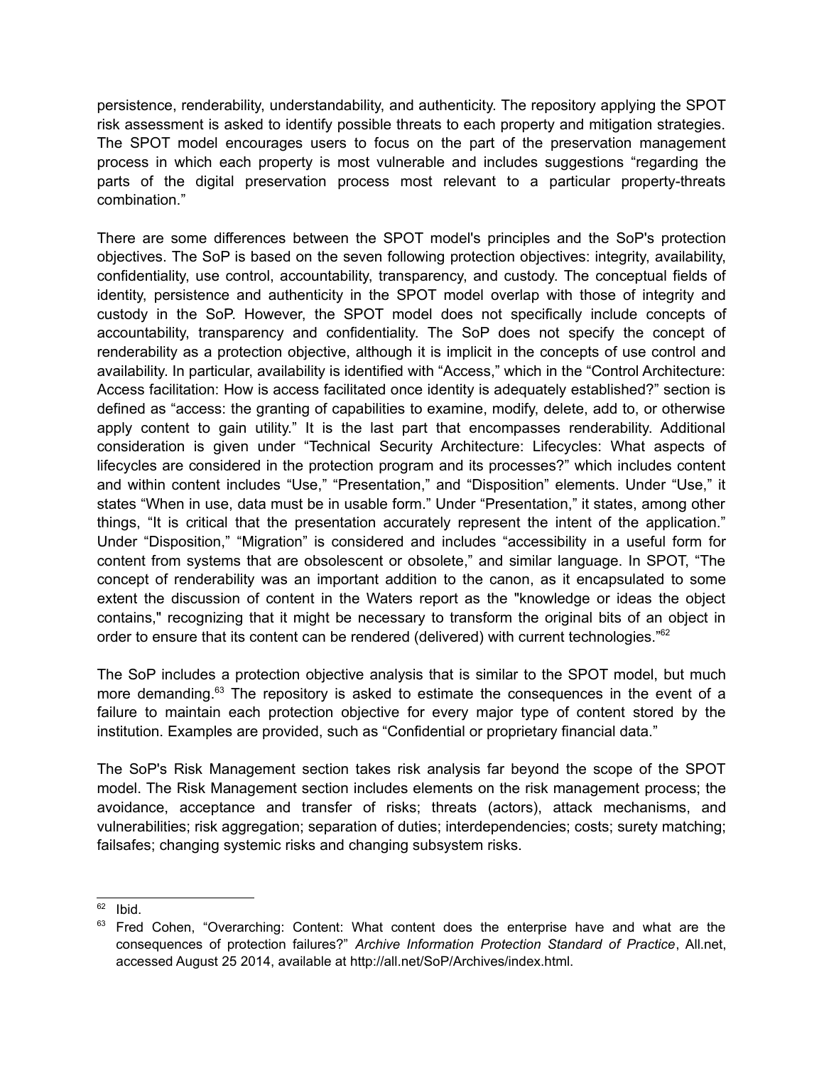persistence, renderability, understandability, and authenticity. The repository applying the SPOT risk assessment is asked to identify possible threats to each property and mitigation strategies. The SPOT model encourages users to focus on the part of the preservation management process in which each property is most vulnerable and includes suggestions "regarding the parts of the digital preservation process most relevant to a particular property-threats combination."

There are some differences between the SPOT model's principles and the SoP's protection objectives. The SoP is based on the seven following protection objectives: integrity, availability, confidentiality, use control, accountability, transparency, and custody. The conceptual fields of identity, persistence and authenticity in the SPOT model overlap with those of integrity and custody in the SoP. However, the SPOT model does not specifically include concepts of accountability, transparency and confidentiality. The SoP does not specify the concept of renderability as a protection objective, although it is implicit in the concepts of use control and availability. In particular, availability is identified with "Access," which in the "Control Architecture: Access facilitation: How is access facilitated once identity is adequately established?" section is defined as "access: the granting of capabilities to examine, modify, delete, add to, or otherwise apply content to gain utility." It is the last part that encompasses renderability. Additional consideration is given under "Technical Security Architecture: Lifecycles: What aspects of lifecycles are considered in the protection program and its processes?" which includes content and within content includes "Use," "Presentation," and "Disposition" elements. Under "Use," it states "When in use, data must be in usable form." Under "Presentation," it states, among other things, "It is critical that the presentation accurately represent the intent of the application." Under "Disposition," "Migration" is considered and includes "accessibility in a useful form for content from systems that are obsolescent or obsolete," and similar language. In SPOT, "The concept of renderability was an important addition to the canon, as it encapsulated to some extent the discussion of content in the Waters report as the "knowledge or ideas the object contains," recognizing that it might be necessary to transform the original bits of an object in order to ensure that its content can be rendered (delivered) with current technologies."[62]

The SoP includes a protection objective analysis that is similar to the SPOT model, but much more demanding.[63] The repository is asked to estimate the consequences in the event of a failure to maintain each protection objective for every major type of content stored by the institution. Examples are provided, such as "Confidential or proprietary financial data."

The SoP's Risk Management section takes risk analysis far beyond the scope of the SPOT model. The Risk Management section includes elements on the risk management process; the avoidance, acceptance and transfer of risks; threats (actors), attack mechanisms, and vulnerabilities; risk aggregation; separation of duties; interdependencies; costs; surety matching; failsafes; changing systemic risks and changing subsystem risks.

---

[62] Ibid.

[63] Fred Cohen, "Overarching: Content: What content does the enterprise have and what are the consequences of protection failures?" *Archive Information Protection Standard of Practice*, All.net, accessed August 25 2014, available at http://all.net/SoP/Archives/index.html.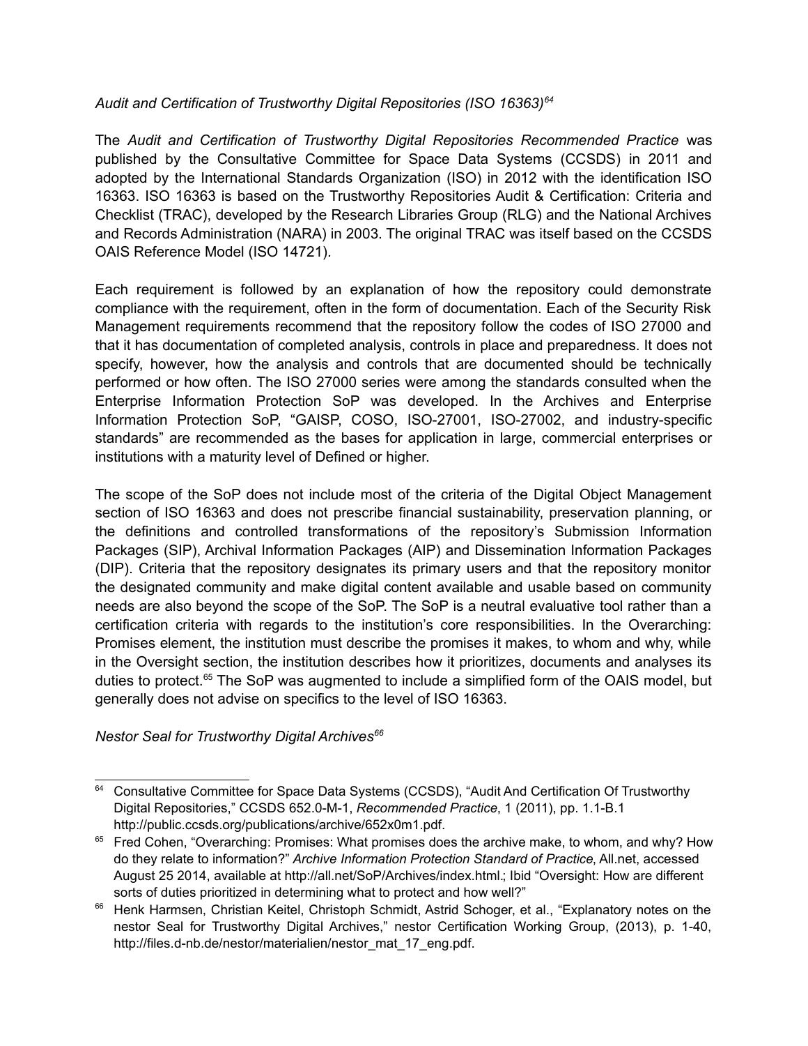*Audit and Certification of Trustworthy Digital Repositories (ISO 16363)*[64]

The *Audit and Certification of Trustworthy Digital Repositories Recommended Practice* was published by the Consultative Committee for Space Data Systems (CCSDS) in 2011 and adopted by the International Standards Organization (ISO) in 2012 with the identification ISO 16363. ISO 16363 is based on the Trustworthy Repositories Audit & Certification: Criteria and Checklist (TRAC), developed by the Research Libraries Group (RLG) and the National Archives and Records Administration (NARA) in 2003. The original TRAC was itself based on the CCSDS OAIS Reference Model (ISO 14721).

Each requirement is followed by an explanation of how the repository could demonstrate compliance with the requirement, often in the form of documentation. Each of the Security Risk Management requirements recommend that the repository follow the codes of ISO 27000 and that it has documentation of completed analysis, controls in place and preparedness. It does not specify, however, how the analysis and controls that are documented should be technically performed or how often. The ISO 27000 series were among the standards consulted when the Enterprise Information Protection SoP was developed. In the Archives and Enterprise Information Protection SoP, "GAISP, COSO, ISO-27001, ISO-27002, and industry-specific standards" are recommended as the bases for application in large, commercial enterprises or institutions with a maturity level of Defined or higher.

The scope of the SoP does not include most of the criteria of the Digital Object Management section of ISO 16363 and does not prescribe financial sustainability, preservation planning, or the definitions and controlled transformations of the repository's Submission Information Packages (SIP), Archival Information Packages (AIP) and Dissemination Information Packages (DIP). Criteria that the repository designates its primary users and that the repository monitor the designated community and make digital content available and usable based on community needs are also beyond the scope of the SoP. The SoP is a neutral evaluative tool rather than a certification criteria with regards to the institution's core responsibilities. In the Overarching: Promises element, the institution must describe the promises it makes, to whom and why, while in the Oversight section, the institution describes how it prioritizes, documents and analyses its duties to protect.[65] The SoP was augmented to include a simplified form of the OAIS model, but generally does not advise on specifics to the level of ISO 16363.

*Nestor Seal for Trustworthy Digital Archives*[66]

---

[64] Consultative Committee for Space Data Systems (CCSDS), "Audit And Certification Of Trustworthy Digital Repositories," CCSDS 652.0-M-1, *Recommended Practice*, 1 (2011), pp. 1.1-B.1 http://public.ccsds.org/publications/archive/652x0m1.pdf.

[65] Fred Cohen, "Overarching: Promises: What promises does the archive make, to whom, and why? How do they relate to information?" *Archive Information Protection Standard of Practice*, All.net, accessed August 25 2014, available at http://all.net/SoP/Archives/index.html.; Ibid "Oversight: How are different sorts of duties prioritized in determining what to protect and how well?"

[66] Henk Harmsen, Christian Keitel, Christoph Schmidt, Astrid Schoger, et al., "Explanatory notes on the nestor Seal for Trustworthy Digital Archives," nestor Certification Working Group, (2013), p. 1-40, http://files.d-nb.de/nestor/materialien/nestor_mat_17_eng.pdf.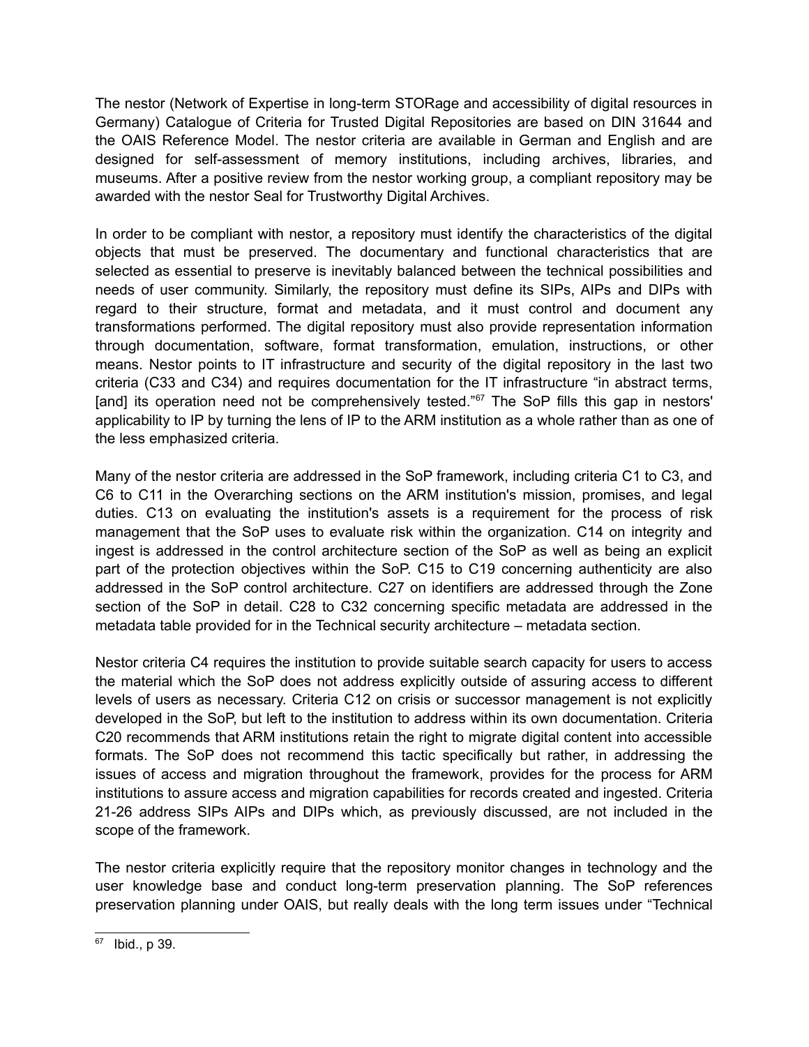The nestor (Network of Expertise in long-term STORage and accessibility of digital resources in Germany) Catalogue of Criteria for Trusted Digital Repositories are based on DIN 31644 and the OAIS Reference Model. The nestor criteria are available in German and English and are designed for self-assessment of memory institutions, including archives, libraries, and museums. After a positive review from the nestor working group, a compliant repository may be awarded with the nestor Seal for Trustworthy Digital Archives.

In order to be compliant with nestor, a repository must identify the characteristics of the digital objects that must be preserved. The documentary and functional characteristics that are selected as essential to preserve is inevitably balanced between the technical possibilities and needs of user community. Similarly, the repository must define its SIPs, AIPs and DIPs with regard to their structure, format and metadata, and it must control and document any transformations performed. The digital repository must also provide representation information through documentation, software, format transformation, emulation, instructions, or other means. Nestor points to IT infrastructure and security of the digital repository in the last two criteria (C33 and C34) and requires documentation for the IT infrastructure "in abstract terms, [and] its operation need not be comprehensively tested."[67] The SoP fills this gap in nestors' applicability to IP by turning the lens of IP to the ARM institution as a whole rather than as one of the less emphasized criteria.

Many of the nestor criteria are addressed in the SoP framework, including criteria C1 to C3, and C6 to C11 in the Overarching sections on the ARM institution's mission, promises, and legal duties. C13 on evaluating the institution's assets is a requirement for the process of risk management that the SoP uses to evaluate risk within the organization. C14 on integrity and ingest is addressed in the control architecture section of the SoP as well as being an explicit part of the protection objectives within the SoP. C15 to C19 concerning authenticity are also addressed in the SoP control architecture. C27 on identifiers are addressed through the Zone section of the SoP in detail. C28 to C32 concerning specific metadata are addressed in the metadata table provided for in the Technical security architecture – metadata section.

Nestor criteria C4 requires the institution to provide suitable search capacity for users to access the material which the SoP does not address explicitly outside of assuring access to different levels of users as necessary. Criteria C12 on crisis or successor management is not explicitly developed in the SoP, but left to the institution to address within its own documentation. Criteria C20 recommends that ARM institutions retain the right to migrate digital content into accessible formats. The SoP does not recommend this tactic specifically but rather, in addressing the issues of access and migration throughout the framework, provides for the process for ARM institutions to assure access and migration capabilities for records created and ingested. Criteria 21-26 address SIPs AIPs and DIPs which, as previously discussed, are not included in the scope of the framework.

The nestor criteria explicitly require that the repository monitor changes in technology and the user knowledge base and conduct long-term preservation planning. The SoP references preservation planning under OAIS, but really deals with the long term issues under "Technical

[67] Ibid., p 39.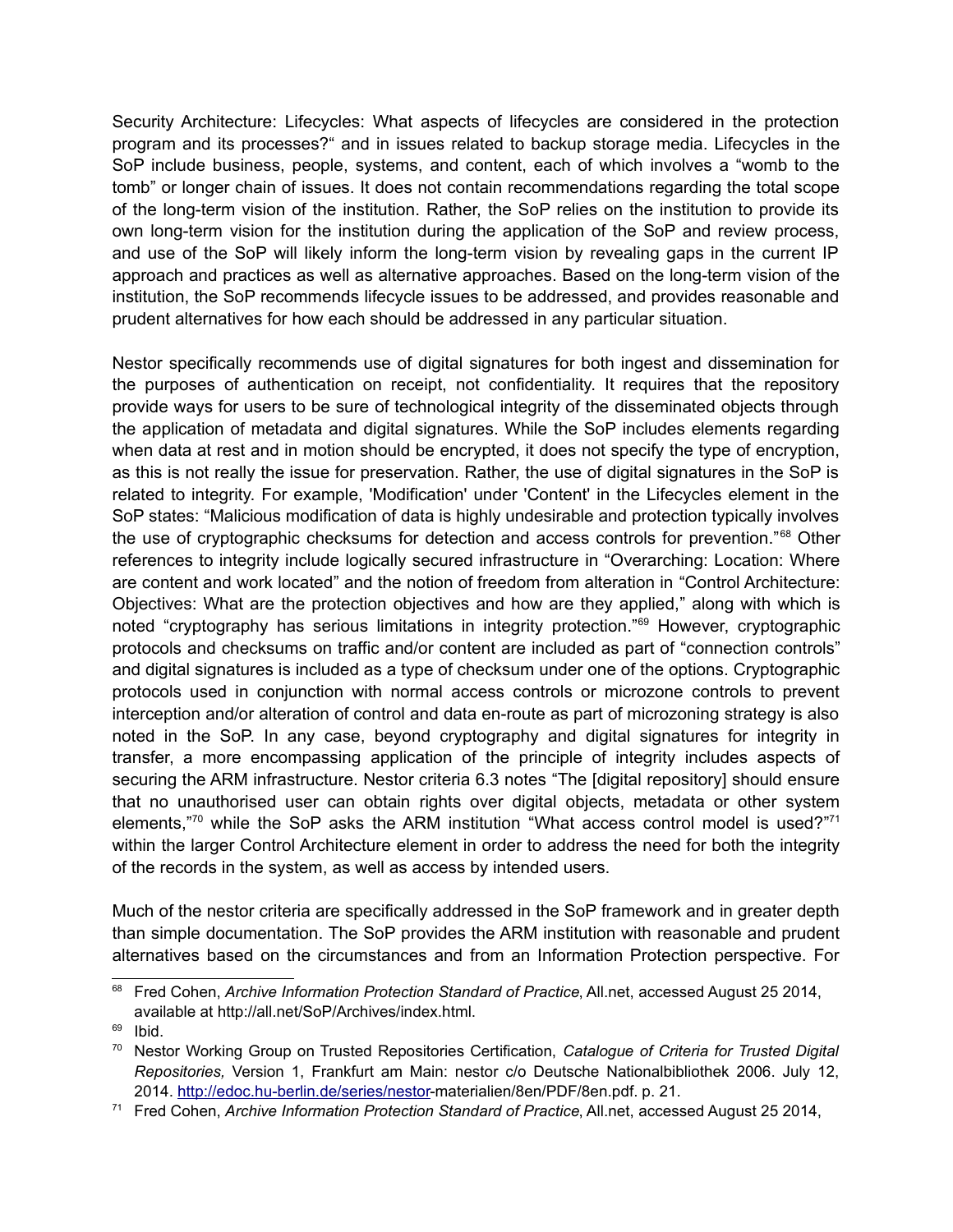Security Architecture: Lifecycles: What aspects of lifecycles are considered in the protection program and its processes?" and in issues related to backup storage media. Lifecycles in the SoP include business, people, systems, and content, each of which involves a "womb to the tomb" or longer chain of issues. It does not contain recommendations regarding the total scope of the long-term vision of the institution. Rather, the SoP relies on the institution to provide its own long-term vision for the institution during the application of the SoP and review process, and use of the SoP will likely inform the long-term vision by revealing gaps in the current IP approach and practices as well as alternative approaches. Based on the long-term vision of the institution, the SoP recommends lifecycle issues to be addressed, and provides reasonable and prudent alternatives for how each should be addressed in any particular situation.

Nestor specifically recommends use of digital signatures for both ingest and dissemination for the purposes of authentication on receipt, not confidentiality. It requires that the repository provide ways for users to be sure of technological integrity of the disseminated objects through the application of metadata and digital signatures. While the SoP includes elements regarding when data at rest and in motion should be encrypted, it does not specify the type of encryption, as this is not really the issue for preservation. Rather, the use of digital signatures in the SoP is related to integrity. For example, 'Modification' under 'Content' in the Lifecycles element in the SoP states: "Malicious modification of data is highly undesirable and protection typically involves the use of cryptographic checksums for detection and access controls for prevention."[68] Other references to integrity include logically secured infrastructure in "Overarching: Location: Where are content and work located" and the notion of freedom from alteration in "Control Architecture: Objectives: What are the protection objectives and how are they applied," along with which is noted "cryptography has serious limitations in integrity protection."[69] However, cryptographic protocols and checksums on traffic and/or content are included as part of "connection controls" and digital signatures is included as a type of checksum under one of the options. Cryptographic protocols used in conjunction with normal access controls or microzone controls to prevent interception and/or alteration of control and data en-route as part of microzoning strategy is also noted in the SoP. In any case, beyond cryptography and digital signatures for integrity in transfer, a more encompassing application of the principle of integrity includes aspects of securing the ARM infrastructure. Nestor criteria 6.3 notes "The [digital repository] should ensure that no unauthorised user can obtain rights over digital objects, metadata or other system elements,"[70] while the SoP asks the ARM institution "What access control model is used?"[71] within the larger Control Architecture element in order to address the need for both the integrity of the records in the system, as well as access by intended users.

Much of the nestor criteria are specifically addressed in the SoP framework and in greater depth than simple documentation. The SoP provides the ARM institution with reasonable and prudent alternatives based on the circumstances and from an Information Protection perspective. For

---

[68] Fred Cohen, *Archive Information Protection Standard of Practice*, All.net, accessed August 25 2014, available at http://all.net/SoP/Archives/index.html.

[69] Ibid.

[70] Nestor Working Group on Trusted Repositories Certification, *Catalogue of Criteria for Trusted Digital Repositories,* Version 1, Frankfurt am Main: nestor c/o Deutsche Nationalbibliothek 2006. July 12, 2014. http://edoc.hu-berlin.de/series/nestor-materialien/8en/PDF/8en.pdf. p. 21.

[71] Fred Cohen, *Archive Information Protection Standard of Practice*, All.net, accessed August 25 2014,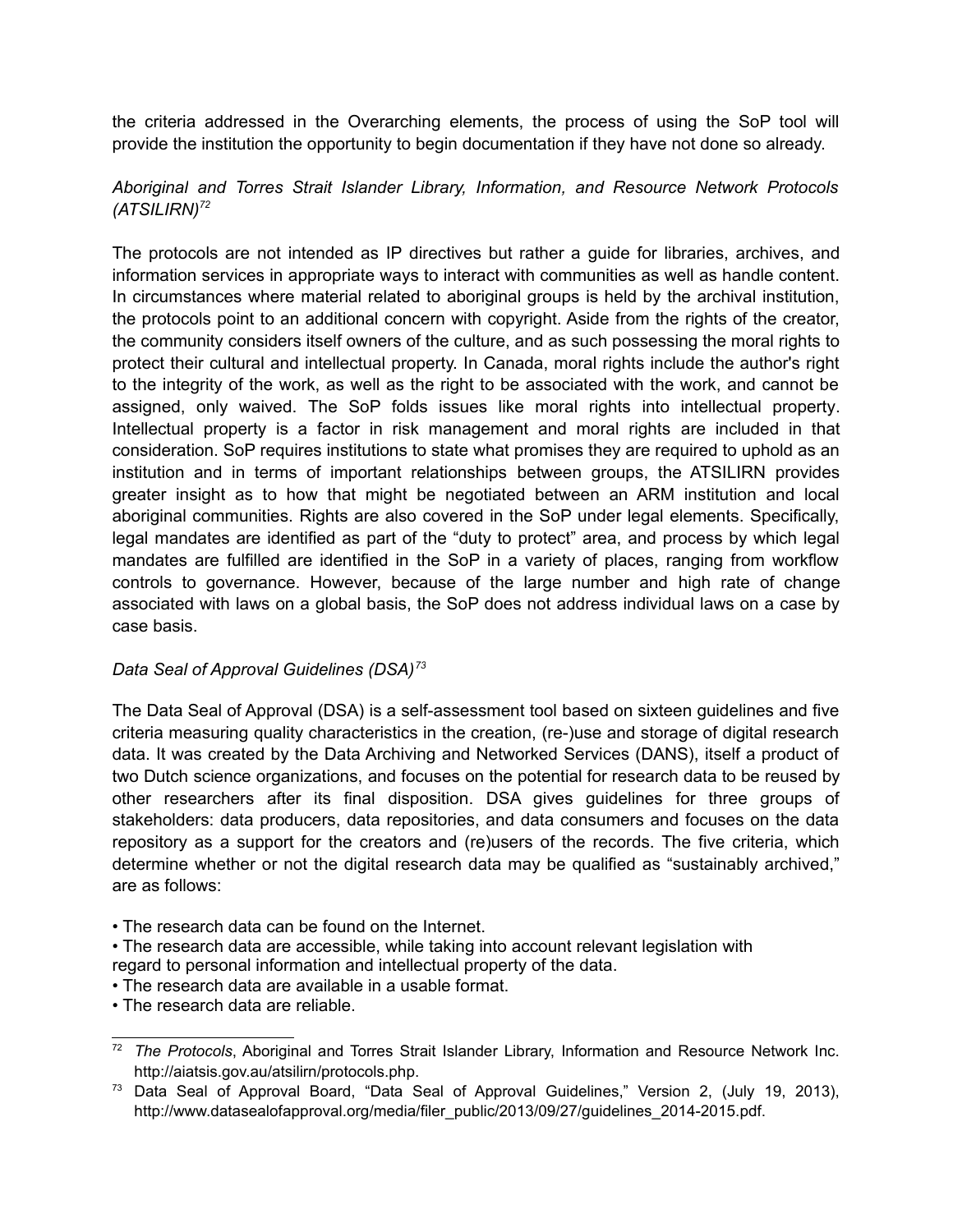the criteria addressed in the Overarching elements, the process of using the SoP tool will provide the institution the opportunity to begin documentation if they have not done so already.

*Aboriginal and Torres Strait Islander Library, Information, and Resource Network Protocols (ATSILIRN)*[72]

The protocols are not intended as IP directives but rather a guide for libraries, archives, and information services in appropriate ways to interact with communities as well as handle content. In circumstances where material related to aboriginal groups is held by the archival institution, the protocols point to an additional concern with copyright. Aside from the rights of the creator, the community considers itself owners of the culture, and as such possessing the moral rights to protect their cultural and intellectual property. In Canada, moral rights include the author's right to the integrity of the work, as well as the right to be associated with the work, and cannot be assigned, only waived. The SoP folds issues like moral rights into intellectual property. Intellectual property is a factor in risk management and moral rights are included in that consideration. SoP requires institutions to state what promises they are required to uphold as an institution and in terms of important relationships between groups, the ATSILIRN provides greater insight as to how that might be negotiated between an ARM institution and local aboriginal communities. Rights are also covered in the SoP under legal elements. Specifically, legal mandates are identified as part of the "duty to protect" area, and process by which legal mandates are fulfilled are identified in the SoP in a variety of places, ranging from workflow controls to governance. However, because of the large number and high rate of change associated with laws on a global basis, the SoP does not address individual laws on a case by case basis.

*Data Seal of Approval Guidelines (DSA)*[73]

The Data Seal of Approval (DSA) is a self-assessment tool based on sixteen guidelines and five criteria measuring quality characteristics in the creation, (re-)use and storage of digital research data. It was created by the Data Archiving and Networked Services (DANS), itself a product of two Dutch science organizations, and focuses on the potential for research data to be reused by other researchers after its final disposition. DSA gives guidelines for three groups of stakeholders: data producers, data repositories, and data consumers and focuses on the data repository as a support for the creators and (re)users of the records. The five criteria, which determine whether or not the digital research data may be qualified as "sustainably archived," are as follows:

- The research data can be found on the Internet.
- The research data are accessible, while taking into account relevant legislation with regard to personal information and intellectual property of the data.
- The research data are available in a usable format.
- The research data are reliable.

---

[72] *The Protocols*, Aboriginal and Torres Strait Islander Library, Information and Resource Network Inc. http://aiatsis.gov.au/atsilirn/protocols.php.

[73] Data Seal of Approval Board, "Data Seal of Approval Guidelines," Version 2, (July 19, 2013), http://www.datasealofapproval.org/media/filer_public/2013/09/27/guidelines_2014-2015.pdf.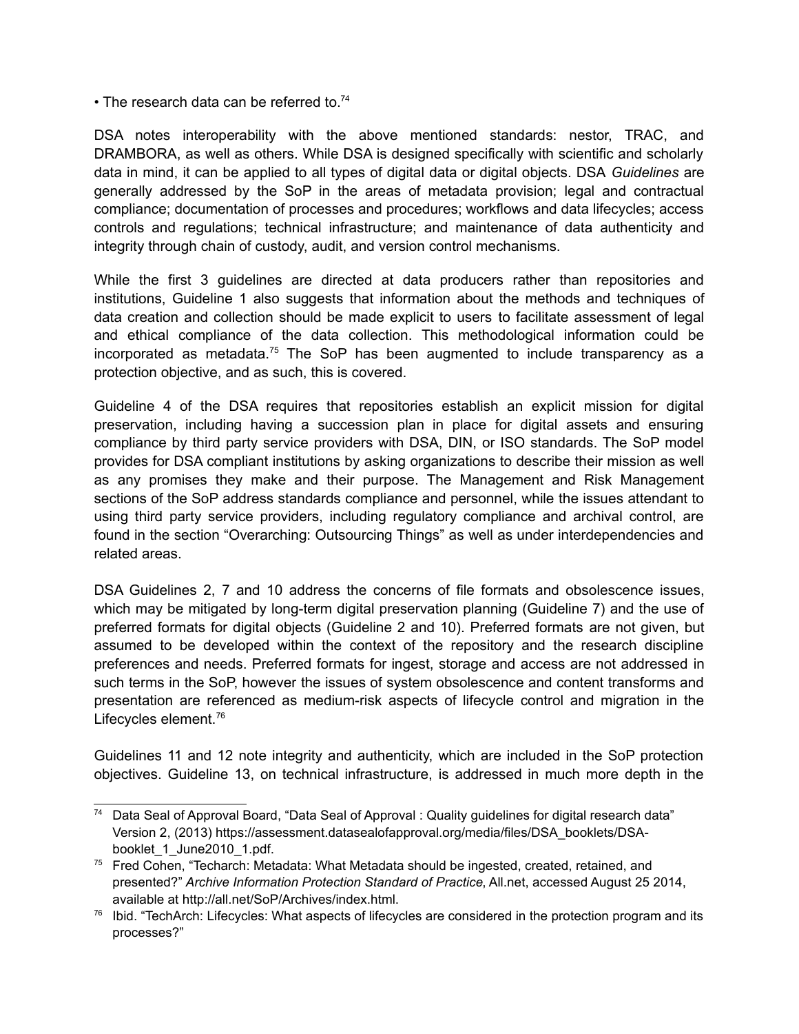• The research data can be referred to.[74]

DSA notes interoperability with the above mentioned standards: nestor, TRAC, and DRAMBORA, as well as others. While DSA is designed specifically with scientific and scholarly data in mind, it can be applied to all types of digital data or digital objects. DSA *Guidelines* are generally addressed by the SoP in the areas of metadata provision; legal and contractual compliance; documentation of processes and procedures; workflows and data lifecycles; access controls and regulations; technical infrastructure; and maintenance of data authenticity and integrity through chain of custody, audit, and version control mechanisms.

While the first 3 guidelines are directed at data producers rather than repositories and institutions, Guideline 1 also suggests that information about the methods and techniques of data creation and collection should be made explicit to users to facilitate assessment of legal and ethical compliance of the data collection. This methodological information could be incorporated as metadata.[75] The SoP has been augmented to include transparency as a protection objective, and as such, this is covered.

Guideline 4 of the DSA requires that repositories establish an explicit mission for digital preservation, including having a succession plan in place for digital assets and ensuring compliance by third party service providers with DSA, DIN, or ISO standards. The SoP model provides for DSA compliant institutions by asking organizations to describe their mission as well as any promises they make and their purpose. The Management and Risk Management sections of the SoP address standards compliance and personnel, while the issues attendant to using third party service providers, including regulatory compliance and archival control, are found in the section "Overarching: Outsourcing Things" as well as under interdependencies and related areas.

DSA Guidelines 2, 7 and 10 address the concerns of file formats and obsolescence issues, which may be mitigated by long-term digital preservation planning (Guideline 7) and the use of preferred formats for digital objects (Guideline 2 and 10). Preferred formats are not given, but assumed to be developed within the context of the repository and the research discipline preferences and needs. Preferred formats for ingest, storage and access are not addressed in such terms in the SoP, however the issues of system obsolescence and content transforms and presentation are referenced as medium-risk aspects of lifecycle control and migration in the Lifecycles element.[76]

Guidelines 11 and 12 note integrity and authenticity, which are included in the SoP protection objectives. Guideline 13, on technical infrastructure, is addressed in much more depth in the

---

[74] Data Seal of Approval Board, "Data Seal of Approval : Quality guidelines for digital research data" Version 2, (2013) https://assessment.datasealofapproval.org/media/files/DSA_booklets/DSA-booklet_1_June2010_1.pdf.

[75] Fred Cohen, "Techarch: Metadata: What Metadata should be ingested, created, retained, and presented?" *Archive Information Protection Standard of Practice*, All.net, accessed August 25 2014, available at http://all.net/SoP/Archives/index.html.

[76] Ibid. "TechArch: Lifecycles: What aspects of lifecycles are considered in the protection program and its processes?"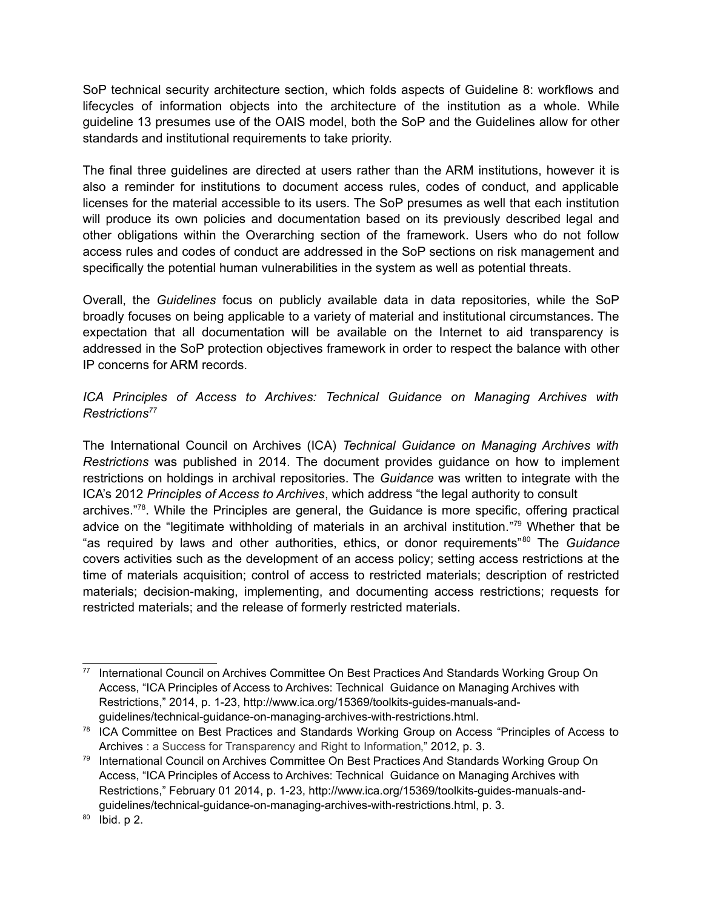SoP technical security architecture section, which folds aspects of Guideline 8: workflows and lifecycles of information objects into the architecture of the institution as a whole. While guideline 13 presumes use of the OAIS model, both the SoP and the Guidelines allow for other standards and institutional requirements to take priority.

The final three guidelines are directed at users rather than the ARM institutions, however it is also a reminder for institutions to document access rules, codes of conduct, and applicable licenses for the material accessible to its users. The SoP presumes as well that each institution will produce its own policies and documentation based on its previously described legal and other obligations within the Overarching section of the framework. Users who do not follow access rules and codes of conduct are addressed in the SoP sections on risk management and specifically the potential human vulnerabilities in the system as well as potential threats.

Overall, the *Guidelines* focus on publicly available data in data repositories, while the SoP broadly focuses on being applicable to a variety of material and institutional circumstances. The expectation that all documentation will be available on the Internet to aid transparency is addressed in the SoP protection objectives framework in order to respect the balance with other IP concerns for ARM records.

*ICA Principles of Access to Archives: Technical Guidance on Managing Archives with Restrictions*[77]

The International Council on Archives (ICA) *Technical Guidance on Managing Archives with Restrictions* was published in 2014. The document provides guidance on how to implement restrictions on holdings in archival repositories. The *Guidance* was written to integrate with the ICA's 2012 *Principles of Access to Archives*, which address "the legal authority to consult archives."[78]. While the Principles are general, the Guidance is more specific, offering practical advice on the "legitimate withholding of materials in an archival institution."[79] Whether that be "as required by laws and other authorities, ethics, or donor requirements"[80] The *Guidance* covers activities such as the development of an access policy; setting access restrictions at the time of materials acquisition; control of access to restricted materials; description of restricted materials; decision-making, implementing, and documenting access restrictions; requests for restricted materials; and the release of formerly restricted materials.

---

[77] International Council on Archives Committee On Best Practices And Standards Working Group On Access, "ICA Principles of Access to Archives: Technical Guidance on Managing Archives with Restrictions," 2014, p. 1-23, http://www.ica.org/15369/toolkits-guides-manuals-and-guidelines/technical-guidance-on-managing-archives-with-restrictions.html.

[78] ICA Committee on Best Practices and Standards Working Group on Access "Principles of Access to Archives : a Success for Transparency and Right to Information," 2012, p. 3.

[79] International Council on Archives Committee On Best Practices And Standards Working Group On Access, "ICA Principles of Access to Archives: Technical Guidance on Managing Archives with Restrictions," February 01 2014, p. 1-23, http://www.ica.org/15369/toolkits-guides-manuals-and-guidelines/technical-guidance-on-managing-archives-with-restrictions.html, p. 3.

[80] Ibid. p 2.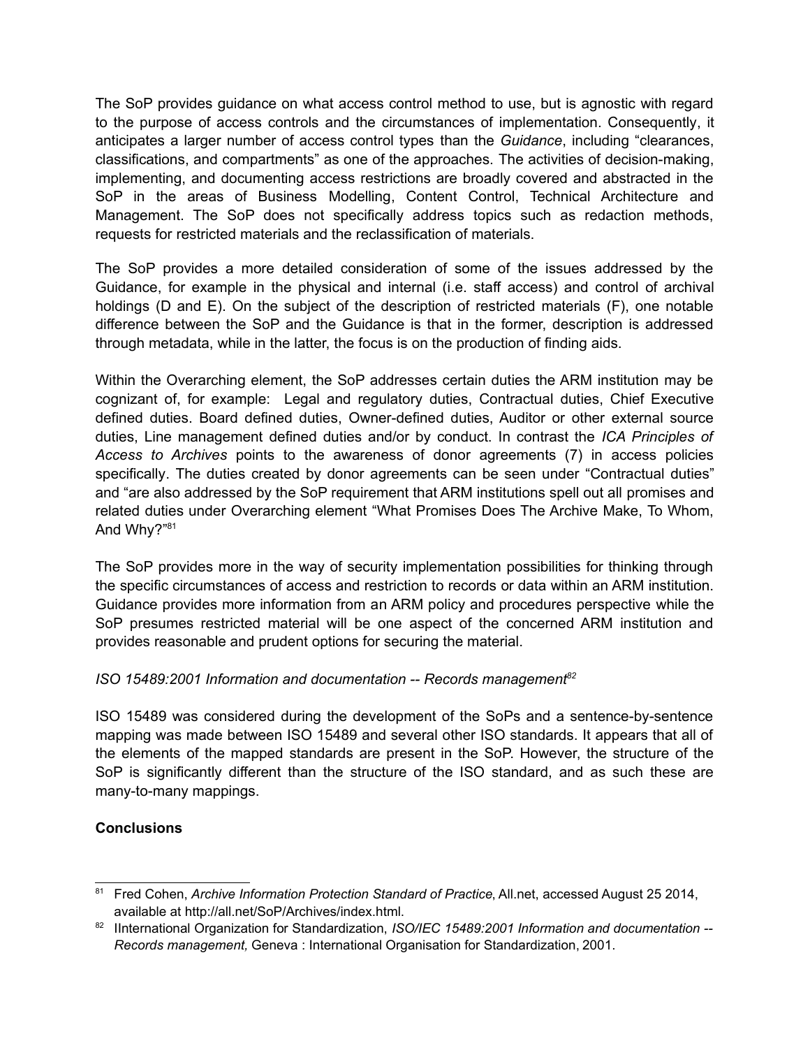The SoP provides guidance on what access control method to use, but is agnostic with regard to the purpose of access controls and the circumstances of implementation. Consequently, it anticipates a larger number of access control types than the *Guidance*, including "clearances, classifications, and compartments" as one of the approaches. The activities of decision-making, implementing, and documenting access restrictions are broadly covered and abstracted in the SoP in the areas of Business Modelling, Content Control, Technical Architecture and Management. The SoP does not specifically address topics such as redaction methods, requests for restricted materials and the reclassification of materials.

The SoP provides a more detailed consideration of some of the issues addressed by the Guidance, for example in the physical and internal (i.e. staff access) and control of archival holdings (D and E). On the subject of the description of restricted materials (F), one notable difference between the SoP and the Guidance is that in the former, description is addressed through metadata, while in the latter, the focus is on the production of finding aids.

Within the Overarching element, the SoP addresses certain duties the ARM institution may be cognizant of, for example: Legal and regulatory duties, Contractual duties, Chief Executive defined duties. Board defined duties, Owner-defined duties, Auditor or other external source duties, Line management defined duties and/or by conduct. In contrast the *ICA Principles of Access to Archives* points to the awareness of donor agreements (7) in access policies specifically. The duties created by donor agreements can be seen under "Contractual duties" and "are also addressed by the SoP requirement that ARM institutions spell out all promises and related duties under Overarching element "What Promises Does The Archive Make, To Whom, And Why?"[81]

The SoP provides more in the way of security implementation possibilities for thinking through the specific circumstances of access and restriction to records or data within an ARM institution. Guidance provides more information from an ARM policy and procedures perspective while the SoP presumes restricted material will be one aspect of the concerned ARM institution and provides reasonable and prudent options for securing the material.

*ISO 15489:2001 Information and documentation -- Records management*[82]

ISO 15489 was considered during the development of the SoPs and a sentence-by-sentence mapping was made between ISO 15489 and several other ISO standards. It appears that all of the elements of the mapped standards are present in the SoP. However, the structure of the SoP is significantly different than the structure of the ISO standard, and as such these are many-to-many mappings.

**Conclusions**

---

[81] Fred Cohen, *Archive Information Protection Standard of Practice*, All.net, accessed August 25 2014, available at http://all.net/SoP/Archives/index.html.

[82] IInternational Organization for Standardization, *ISO/IEC 15489:2001 Information and documentation -- Records management,* Geneva : International Organisation for Standardization, 2001.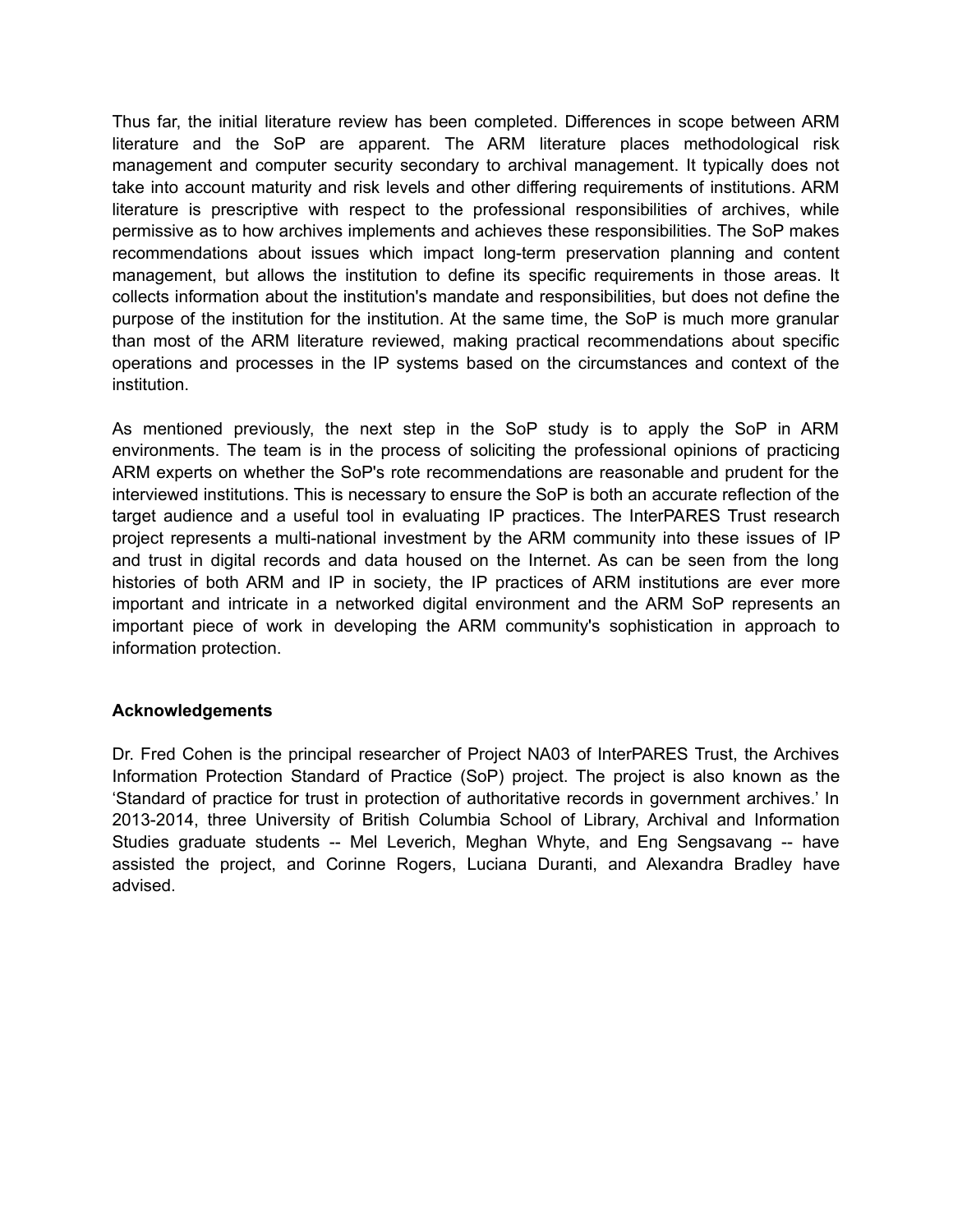Thus far, the initial literature review has been completed. Differences in scope between ARM literature and the SoP are apparent. The ARM literature places methodological risk management and computer security secondary to archival management. It typically does not take into account maturity and risk levels and other differing requirements of institutions. ARM literature is prescriptive with respect to the professional responsibilities of archives, while permissive as to how archives implements and achieves these responsibilities. The SoP makes recommendations about issues which impact long-term preservation planning and content management, but allows the institution to define its specific requirements in those areas. It collects information about the institution's mandate and responsibilities, but does not define the purpose of the institution for the institution. At the same time, the SoP is much more granular than most of the ARM literature reviewed, making practical recommendations about specific operations and processes in the IP systems based on the circumstances and context of the institution.

As mentioned previously, the next step in the SoP study is to apply the SoP in ARM environments. The team is in the process of soliciting the professional opinions of practicing ARM experts on whether the SoP's rote recommendations are reasonable and prudent for the interviewed institutions. This is necessary to ensure the SoP is both an accurate reflection of the target audience and a useful tool in evaluating IP practices. The InterPARES Trust research project represents a multi-national investment by the ARM community into these issues of IP and trust in digital records and data housed on the Internet. As can be seen from the long histories of both ARM and IP in society, the IP practices of ARM institutions are ever more important and intricate in a networked digital environment and the ARM SoP represents an important piece of work in developing the ARM community's sophistication in approach to information protection.

**Acknowledgements**

Dr. Fred Cohen is the principal researcher of Project NA03 of InterPARES Trust, the Archives Information Protection Standard of Practice (SoP) project. The project is also known as the 'Standard of practice for trust in protection of authoritative records in government archives.' In 2013-2014, three University of British Columbia School of Library, Archival and Information Studies graduate students -- Mel Leverich, Meghan Whyte, and Eng Sengsavang -- have assisted the project, and Corinne Rogers, Luciana Duranti, and Alexandra Bradley have advised.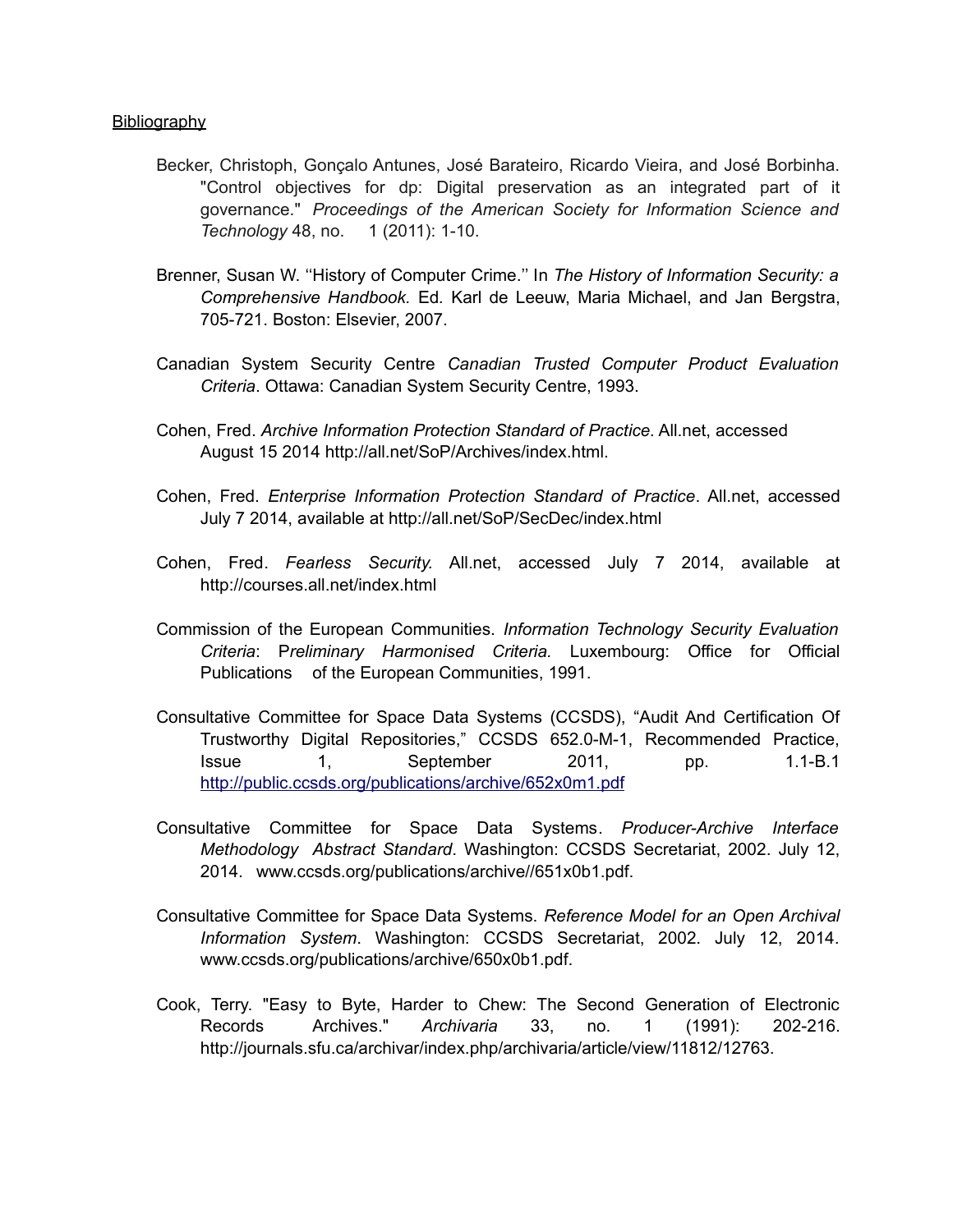Bibliography

Becker, Christoph, Gonçalo Antunes, José Barateiro, Ricardo Vieira, and José Borbinha. "Control objectives for dp: Digital preservation as an integrated part of it governance." *Proceedings of the American Society for Information Science and Technology* 48, no. 1 (2011): 1-10.

Brenner, Susan W. ''History of Computer Crime.'' In *The History of Information Security: a Comprehensive Handbook.* Ed. Karl de Leeuw, Maria Michael, and Jan Bergstra, 705-721. Boston: Elsevier, 2007.

Canadian System Security Centre *Canadian Trusted Computer Product Evaluation Criteria*. Ottawa: Canadian System Security Centre, 1993.

Cohen, Fred. *Archive Information Protection Standard of Practice.* All.net, accessed August 15 2014 http://all.net/SoP/Archives/index.html.

Cohen, Fred. *Enterprise Information Protection Standard of Practice*. All.net, accessed July 7 2014, available at http://all.net/SoP/SecDec/index.html

Cohen, Fred. *Fearless Security.* All.net, accessed July 7 2014, available at http://courses.all.net/index.html

Commission of the European Communities. *Information Technology Security Evaluation Criteria*: P*reliminary Harmonised Criteria.* Luxembourg: Office for Official Publications of the European Communities, 1991.

Consultative Committee for Space Data Systems (CCSDS), "Audit And Certification Of Trustworthy Digital Repositories," CCSDS 652.0-M-1, Recommended Practice, Issue 1, September 2011, pp. 1.1-B.1 http://public.ccsds.org/publications/archive/652x0m1.pdf

Consultative Committee for Space Data Systems. *Producer-Archive Interface Methodology Abstract Standard*. Washington: CCSDS Secretariat, 2002. July 12, 2014. www.ccsds.org/publications/archive//651x0b1.pdf.

Consultative Committee for Space Data Systems. *Reference Model for an Open Archival Information System*. Washington: CCSDS Secretariat, 2002. July 12, 2014. www.ccsds.org/publications/archive/650x0b1.pdf.

Cook, Terry. "Easy to Byte, Harder to Chew: The Second Generation of Electronic Records Archives." *Archivaria* 33, no. 1 (1991): 202-216. http://journals.sfu.ca/archivar/index.php/archivaria/article/view/11812/12763.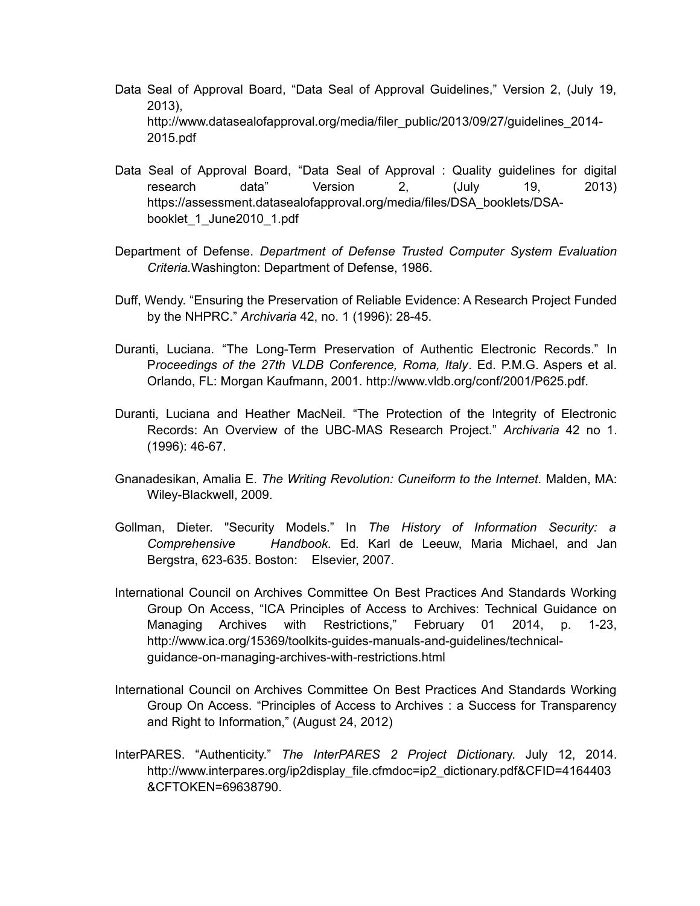Data Seal of Approval Board, “Data Seal of Approval Guidelines,” Version 2, (July 19, 2013), http://www.datasealofapproval.org/media/filer_public/2013/09/27/guidelines_2014-2015.pdf

Data Seal of Approval Board, “Data Seal of Approval : Quality guidelines for digital research data” Version 2, (July 19, 2013) https://assessment.datasealofapproval.org/media/files/DSA_booklets/DSA-booklet_1_June2010_1.pdf

Department of Defense. *Department of Defense Trusted Computer System Evaluation Criteria.* Washington: Department of Defense, 1986.

Duff, Wendy. “Ensuring the Preservation of Reliable Evidence: A Research Project Funded by the NHPRC.” *Archivaria* 42, no. 1 (1996): 28-45.

Duranti, Luciana. “The Long-Term Preservation of Authentic Electronic Records.” In P*roceedings of the 27th VLDB Conference, Roma, Italy*. Ed. P.M.G. Aspers et al. Orlando, FL: Morgan Kaufmann, 2001. http://www.vldb.org/conf/2001/P625.pdf.

Duranti, Luciana and Heather MacNeil. “The Protection of the Integrity of Electronic Records: An Overview of the UBC-MAS Research Project.” *Archivaria* 42 no 1. (1996): 46-67.

Gnanadesikan, Amalia E. *The Writing Revolution: Cuneiform to the Internet.* Malden, MA: Wiley-Blackwell, 2009.

Gollman, Dieter. "Security Models." In *The History of Information Security: a Comprehensive Handbook.* Ed. Karl de Leeuw, Maria Michael, and Jan Bergstra, 623-635. Boston: Elsevier, 2007.

International Council on Archives Committee On Best Practices And Standards Working Group On Access, “ICA Principles of Access to Archives: Technical Guidance on Managing Archives with Restrictions,” February 01 2014, p. 1-23, http://www.ica.org/15369/toolkits-guides-manuals-and-guidelines/technical-guidance-on-managing-archives-with-restrictions.html

International Council on Archives Committee On Best Practices And Standards Working Group On Access. “Principles of Access to Archives : a Success for Transparency and Right to Information,” (August 24, 2012)

InterPARES. “Authenticity.” *The InterPARES 2 Project Dictionar*y. July 12, 2014. http://www.interpares.org/ip2display_file.cfmdoc=ip2_dictionary.pdf&CFID=4164403&CFTOKEN=69638790.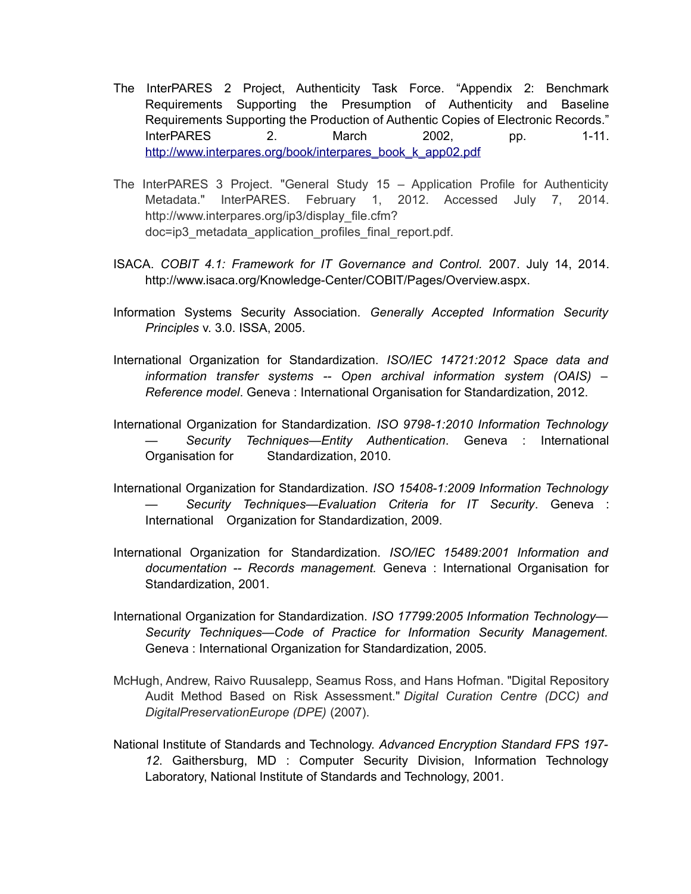The InterPARES 2 Project, Authenticity Task Force. “Appendix 2: Benchmark Requirements Supporting the Presumption of Authenticity and Baseline Requirements Supporting the Production of Authentic Copies of Electronic Records.” InterPARES 2. March 2002, pp. 1-11. http://www.interpares.org/book/interpares_book_k_app02.pdf

The InterPARES 3 Project. "General Study 15 – Application Profile for Authenticity Metadata." InterPARES. February 1, 2012. Accessed July 7, 2014. http://www.interpares.org/ip3/display_file.cfm?doc=ip3_metadata_application_profiles_final_report.pdf.

ISACA. *COBIT 4.1: Framework for IT Governance and Control.* 2007. July 14, 2014. http://www.isaca.org/Knowledge-Center/COBIT/Pages/Overview.aspx.

Information Systems Security Association. *Generally Accepted Information Security Principles* v. 3.0. ISSA, 2005.

International Organization for Standardization. *ISO/IEC 14721:2012 Space data and information transfer systems -- Open archival information system (OAIS) – Reference model*. Geneva : International Organisation for Standardization, 2012.

International Organization for Standardization. *ISO 9798-1:2010 Information Technology — Security Techniques—Entity Authentication*. Geneva : International Organisation for Standardization, 2010.

International Organization for Standardization. *ISO 15408-1:2009 Information Technology — Security Techniques—Evaluation Criteria for IT Security*. Geneva : International Organization for Standardization, 2009.

International Organization for Standardization. *ISO/IEC 15489:2001 Information and documentation -- Records management.* Geneva : International Organisation for Standardization, 2001.

International Organization for Standardization. *ISO 17799:2005 Information Technology—Security Techniques—Code of Practice for Information Security Management.* Geneva : International Organization for Standardization, 2005.

McHugh, Andrew, Raivo Ruusalepp, Seamus Ross, and Hans Hofman. "Digital Repository Audit Method Based on Risk Assessment." *Digital Curation Centre (DCC) and DigitalPreservationEurope (DPE)* (2007).

National Institute of Standards and Technology. *Advanced Encryption Standard FPS 197-12*. Gaithersburg, MD : Computer Security Division, Information Technology Laboratory, National Institute of Standards and Technology, 2001.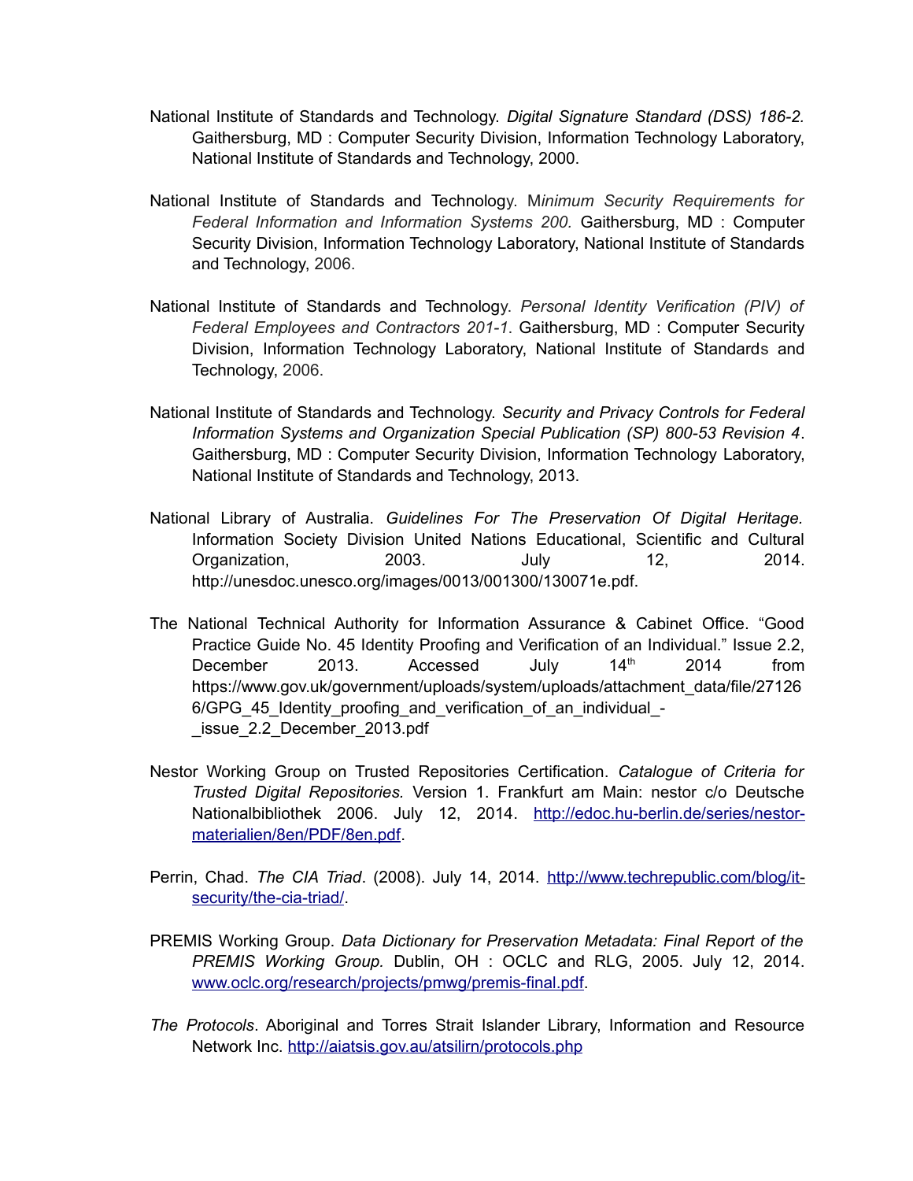National Institute of Standards and Technology. *Digital Signature Standard (DSS) 186-2.* Gaithersburg, MD : Computer Security Division, Information Technology Laboratory, National Institute of Standards and Technology, 2000.

National Institute of Standards and Technology. M*inimum Security Requirements for Federal Information and Information Systems 200.* Gaithersburg, MD : Computer Security Division, Information Technology Laboratory, National Institute of Standards and Technology, 2006.

National Institute of Standards and Technology. *Personal Identity Verification (PIV) of Federal Employees and Contractors 201-1.* Gaithersburg, MD : Computer Security Division, Information Technology Laboratory, National Institute of Standards and Technology, 2006.

National Institute of Standards and Technology. *Security and Privacy Controls for Federal Information Systems and Organization Special Publication (SP) 800-53 Revision 4*. Gaithersburg, MD : Computer Security Division, Information Technology Laboratory, National Institute of Standards and Technology, 2013.

National Library of Australia. *Guidelines For The Preservation Of Digital Heritage.* Information Society Division United Nations Educational, Scientific and Cultural Organization, 2003. July 12, 2014. http://unesdoc.unesco.org/images/0013/001300/130071e.pdf.

The National Technical Authority for Information Assurance & Cabinet Office. "Good Practice Guide No. 45 Identity Proofing and Verification of an Individual." Issue 2.2, December 2013. Accessed July 14th 2014 from https://www.gov.uk/government/uploads/system/uploads/attachment_data/file/271266/GPG_45_Identity_proofing_and_verification_of_an_individual_-_issue_2.2_December_2013.pdf

Nestor Working Group on Trusted Repositories Certification. *Catalogue of Criteria for Trusted Digital Repositories.* Version 1. Frankfurt am Main: nestor c/o Deutsche Nationalbibliothek 2006. July 12, 2014. http://edoc.hu-berlin.de/series/nestor-materialien/8en/PDF/8en.pdf.

Perrin, Chad. *The CIA Triad*. (2008). July 14, 2014. http://www.techrepublic.com/blog/it-security/the-cia-triad/.

PREMIS Working Group. *Data Dictionary for Preservation Metadata: Final Report of the PREMIS Working Group.* Dublin, OH : OCLC and RLG, 2005. July 12, 2014. www.oclc.org/research/projects/pmwg/premis-final.pdf.

*The Protocols*. Aboriginal and Torres Strait Islander Library, Information and Resource Network Inc. http://aiatsis.gov.au/atsilirn/protocols.php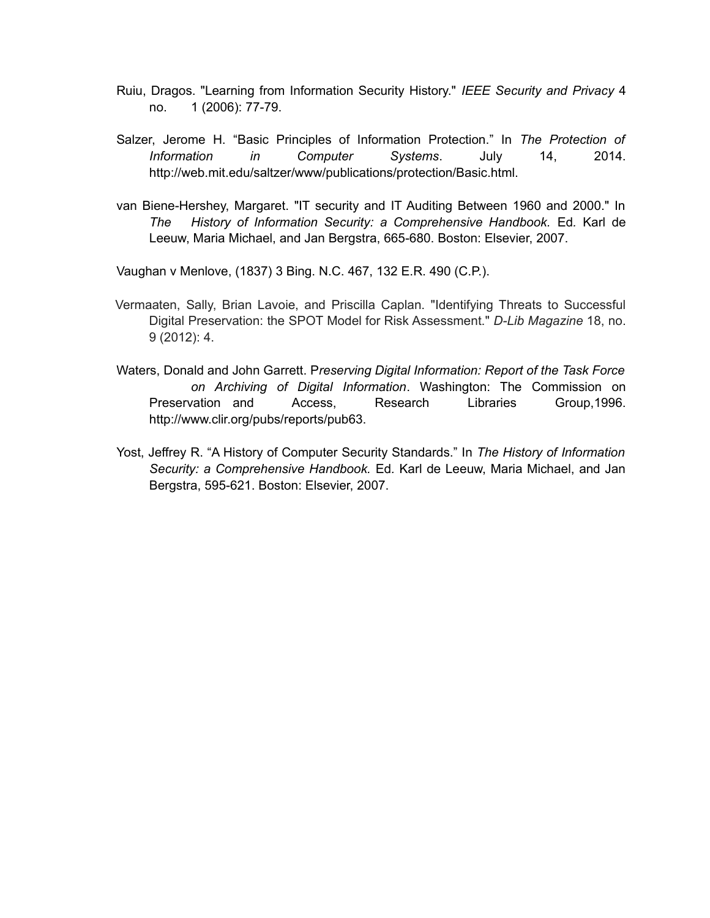Ruiu, Dragos. "Learning from Information Security History." *IEEE Security and Privacy* 4 no. 1 (2006): 77-79.

Salzer, Jerome H. "Basic Principles of Information Protection." In *The Protection of Information in Computer Systems*. July 14, 2014. http://web.mit.edu/saltzer/www/publications/protection/Basic.html.

van Biene-Hershey, Margaret. "IT security and IT Auditing Between 1960 and 2000." In *The History of Information Security: a Comprehensive Handbook.* Ed. Karl de Leeuw, Maria Michael, and Jan Bergstra, 665-680. Boston: Elsevier, 2007.

Vaughan v Menlove, (1837) 3 Bing. N.C. 467, 132 E.R. 490 (C.P.).

Vermaaten, Sally, Brian Lavoie, and Priscilla Caplan. "Identifying Threats to Successful Digital Preservation: the SPOT Model for Risk Assessment." *D-Lib Magazine* 18, no. 9 (2012): 4.

Waters, Donald and John Garrett. P*reserving Digital Information: Report of the Task Force on Archiving of Digital Information*. Washington: The Commission on Preservation and Access, Research Libraries Group,1996. http://www.clir.org/pubs/reports/pub63.

Yost, Jeffrey R. "A History of Computer Security Standards." In *The History of Information Security: a Comprehensive Handbook.* Ed. Karl de Leeuw, Maria Michael, and Jan Bergstra, 595-621. Boston: Elsevier, 2007.